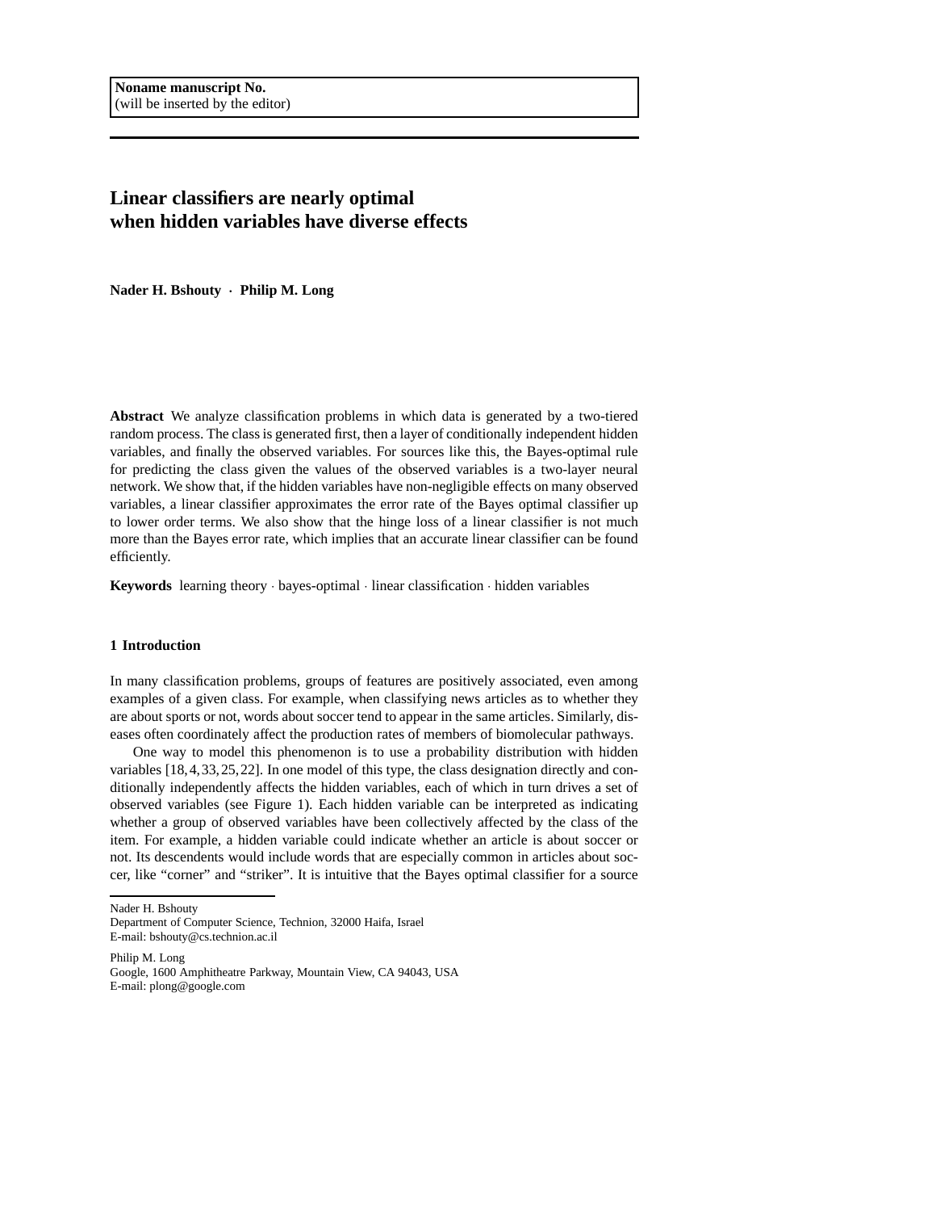**Noname manuscript No.**
(will be inserted by the editor)

# Linear classifiers are nearly optimal when hidden variables have diverse effects

**Nader H. Bshouty · Philip M. Long**

**Abstract** We analyze classification problems in which data is generated by a two-tiered random process. The class is generated first, then a layer of conditionally independent hidden variables, and finally the observed variables. For sources like this, the Bayes-optimal rule for predicting the class given the values of the observed variables is a two-layer neural network. We show that, if the hidden variables have non-negligible effects on many observed variables, a linear classifier approximates the error rate of the Bayes optimal classifier up to lower order terms. We also show that the hinge loss of a linear classifier is not much more than the Bayes error rate, which implies that an accurate linear classifier can be found efficiently.

**Keywords** learning theory · bayes-optimal · linear classification · hidden variables

## 1 Introduction

In many classification problems, groups of features are positively associated, even among examples of a given class. For example, when classifying news articles as to whether they are about sports or not, words about soccer tend to appear in the same articles. Similarly, diseases often coordinately affect the production rates of members of biomolecular pathways.

One way to model this phenomenon is to use a probability distribution with hidden variables [18,4,33,25,22]. In one model of this type, the class designation directly and conditionally independently affects the hidden variables, each of which in turn drives a set of observed variables (see Figure 1). Each hidden variable can be interpreted as indicating whether a group of observed variables have been collectively affected by the class of the item. For example, a hidden variable could indicate whether an article is about soccer or not. Its descendents would include words that are especially common in articles about soccer, like "corner" and "striker". It is intuitive that the Bayes optimal classifier for a source

Nader H. Bshouty
Department of Computer Science, Technion, 32000 Haifa, Israel
E-mail: bshouty@cs.technion.ac.il

Philip M. Long
Google, 1600 Amphitheatre Parkway, Mountain View, CA 94043, USA
E-mail: plong@google.com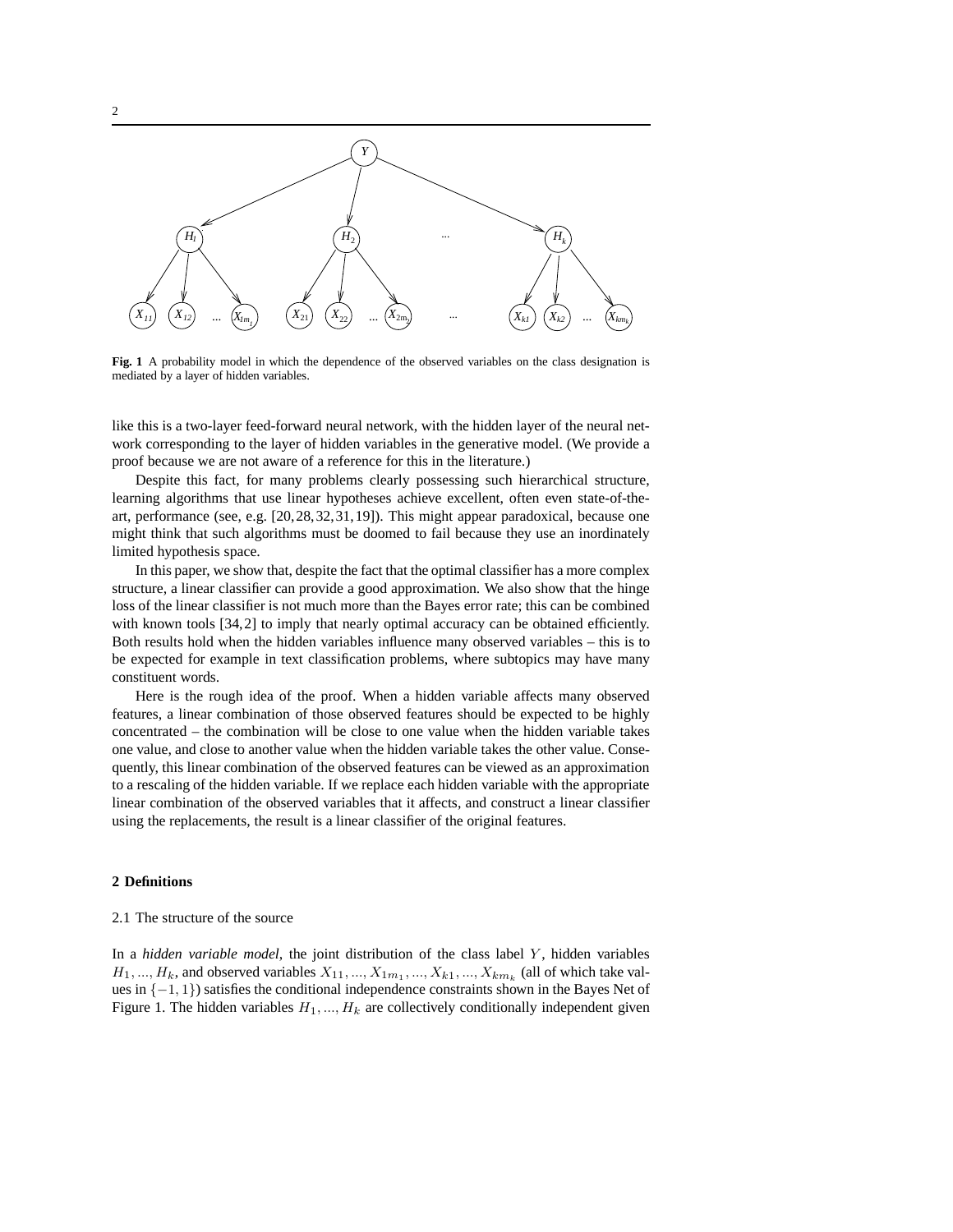**Fig. 1** A probability model in which the dependence of the observed variables on the class designation is mediated by a layer of hidden variables.

like this is a two-layer feed-forward neural network, with the hidden layer of the neural network corresponding to the layer of hidden variables in the generative model. (We provide a proof because we are not aware of a reference for this in the literature.)

Despite this fact, for many problems clearly possessing such hierarchical structure, learning algorithms that use linear hypotheses achieve excellent, often even state-of-the-art, performance (see, e.g. [20,28,32,31,19]). This might appear paradoxical, because one might think that such algorithms must be doomed to fail because they use an inordinately limited hypothesis space.

In this paper, we show that, despite the fact that the optimal classifier has a more complex structure, a linear classifier can provide a good approximation. We also show that the hinge loss of the linear classifier is not much more than the Bayes error rate; this can be combined with known tools [34,2] to imply that nearly optimal accuracy can be obtained efficiently. Both results hold when the hidden variables influence many observed variables – this is to be expected for example in text classification problems, where subtopics may have many constituent words.

Here is the rough idea of the proof. When a hidden variable affects many observed features, a linear combination of those observed features should be expected to be highly concentrated – the combination will be close to one value when the hidden variable takes one value, and close to another value when the hidden variable takes the other value. Consequently, this linear combination of the observed features can be viewed as an approximation to a rescaling of the hidden variable. If we replace each hidden variable with the appropriate linear combination of the observed variables that it affects, and construct a linear classifier using the replacements, the result is a linear classifier of the original features.

## 2 Definitions

### 2.1 The structure of the source

In a *hidden variable model*, the joint distribution of the class label $Y$, hidden variables $H_1, ..., H_k$, and observed variables $X_{11}, ..., X_{1m_1}, ..., X_{k1}, ..., X_{km_k}$ (all of which take values in $\{-1, 1\}$) satisfies the conditional independence constraints shown in the Bayes Net of Figure 1. The hidden variables $H_1, ..., H_k$ are collectively conditionally independent given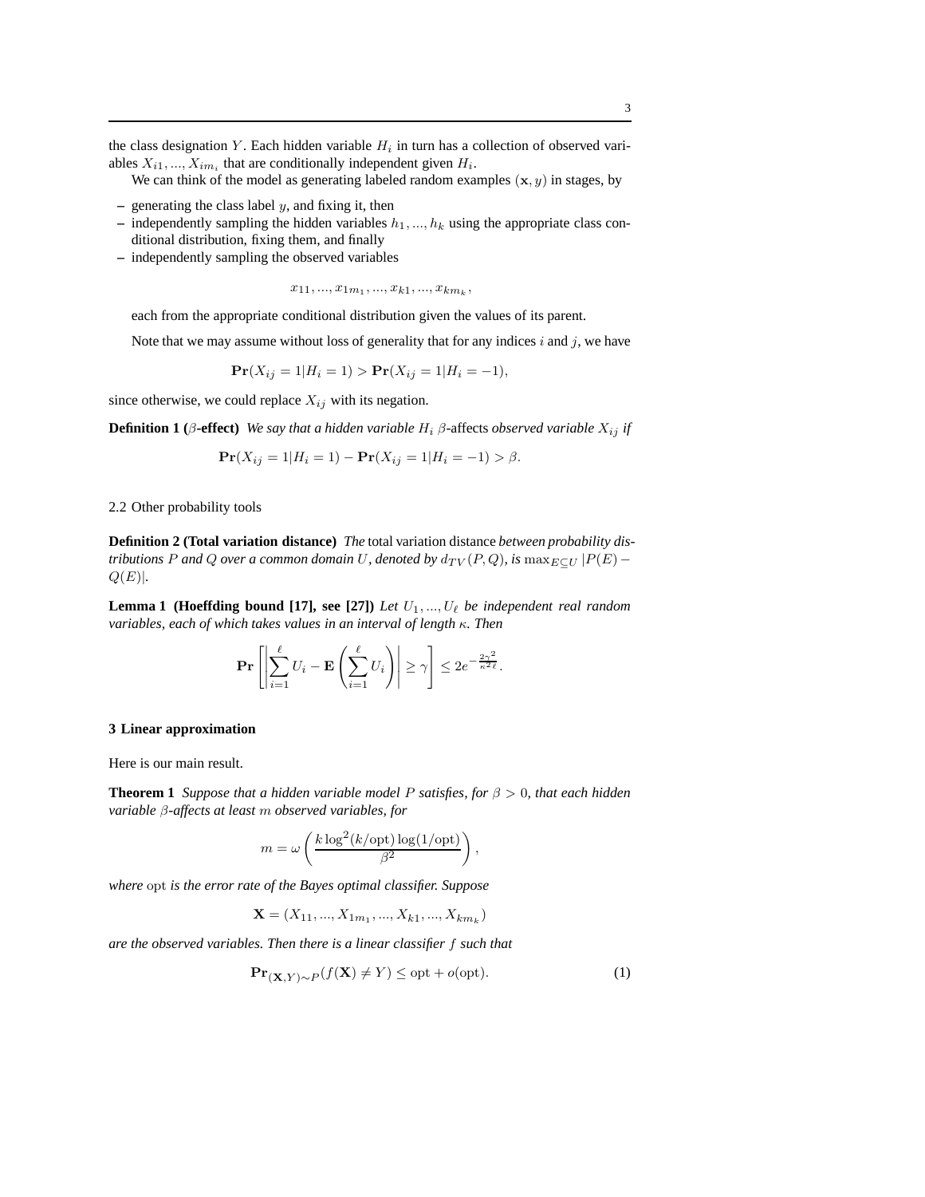the class designation $Y$. Each hidden variable $H_i$ in turn has a collection of observed variables $X_{i1}, ..., X_{im_i}$ that are conditionally independent given $H_i$.

We can think of the model as generating labeled random examples $(\mathbf{x}, y)$ in stages, by

- generating the class label $y$, and fixing it, then
- independently sampling the hidden variables $h_1, ..., h_k$ using the appropriate class conditional distribution, fixing them, and finally
- independently sampling the observed variables

$$x_{11}, ..., x_{1m_1}, ..., x_{k1}, ..., x_{km_k},$$

each from the appropriate conditional distribution given the values of its parent.

Note that we may assume without loss of generality that for any indices $i$ and $j$, we have

$$\mathbf{Pr}(X_{ij} = 1 | H_i = 1) > \mathbf{Pr}(X_{ij} = 1 | H_i = -1),$$

since otherwise, we could replace $X_{ij}$ with its negation.

**Definition 1 ($\beta$-effect)** *We say that a hidden variable $H_i$ $\beta$-affects observed variable $X_{ij}$ if*

$$\mathbf{Pr}(X_{ij} = 1 | H_i = 1) - \mathbf{Pr}(X_{ij} = 1 | H_i = -1) > \beta.$$

### 2.2 Other probability tools

**Definition 2 (Total variation distance)** *The* total variation distance *between probability distributions $P$ and $Q$ over a common domain $U$, denoted by $d_{TV}(P, Q)$, is $\max_{E \subseteq U} |P(E) - Q(E)|$.*

**Lemma 1 (Hoeffding bound [17], see [27])** *Let $U_1, ..., U_\ell$ be independent real random variables, each of which takes values in an interval of length $\kappa$. Then*

$$\mathbf{Pr}\left[ \left| \sum_{i=1}^{\ell} U_i - \mathbf{E}\left( \sum_{i=1}^{\ell} U_i \right) \right| \geq \gamma \right] \leq 2e^{-\frac{2\gamma^2}{\kappa^2 \ell}}.$$

## 3 Linear approximation

Here is our main result.

**Theorem 1** *Suppose that a hidden variable model $P$ satisfies, for $\beta > 0$, that each hidden variable $\beta$-affects at least $m$ observed variables, for*

$$m = \omega\left( \frac{k \log^2(k/\mathrm{opt}) \log(1/\mathrm{opt})}{\beta^2} \right),$$

*where $\mathrm{opt}$ is the error rate of the Bayes optimal classifier. Suppose*

$$\mathbf{X} = (X_{11}, ..., X_{1m_1}, ..., X_{k1}, ..., X_{km_k})$$

*are the observed variables. Then there is a linear classifier $f$ such that*

$$\mathbf{Pr}_{(\mathbf{X}, Y) \sim P}(f(\mathbf{X}) \neq Y) \leq \mathrm{opt} + o(\mathrm{opt}). \tag{1}$$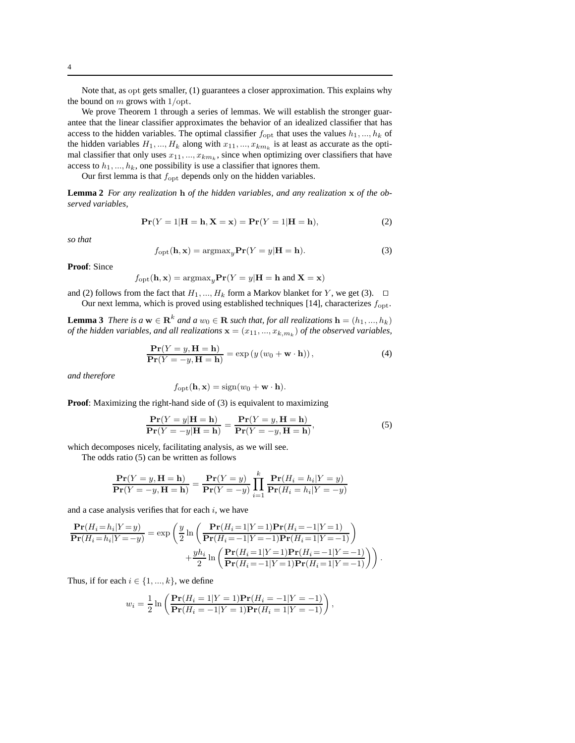Note that, as $\mathrm{opt}$ gets smaller, (1) guarantees a closer approximation. This explains why the bound on $m$ grows with $1/\mathrm{opt}$.

We prove Theorem 1 through a series of lemmas. We will establish the stronger guarantee that the linear classifier approximates the behavior of an idealized classifier that has access to the hidden variables. The optimal classifier $f_{\mathrm{opt}}$ that uses the values $h_1, ..., h_k$ of the hidden variables $H_1, ..., H_k$ along with $x_{11}, ..., x_{km_k}$ is at least as accurate as the optimal classifier that only uses $x_{11}, ..., x_{km_k}$, since when optimizing over classifiers that have access to $h_1, ..., h_k$, one possibility is use a classifier that ignores them.

Our first lemma is that $f_{\mathrm{opt}}$ depends only on the hidden variables.

**Lemma 2** *For any realization* $\mathbf{h}$ *of the hidden variables, and any realization* $\mathbf{x}$ *of the observed variables,*

$$\mathbf{Pr}(Y=1|\mathbf{H}=\mathbf{h}, \mathbf{X}=\mathbf{x}) = \mathbf{Pr}(Y=1|\mathbf{H}=\mathbf{h}), \tag{2}$$

*so that*

$$f_{\mathrm{opt}}(\mathbf{h},\mathbf{x}) = \mathrm{argmax}_y \mathbf{Pr}(Y=y|\mathbf{H}=\mathbf{h}). \tag{3}$$

**Proof**: Since

$$f_{\mathrm{opt}}(\mathbf{h},\mathbf{x}) = \mathrm{argmax}_y \mathbf{Pr}(Y=y|\mathbf{H}=\mathbf{h} \text{ and } \mathbf{X}=\mathbf{x})$$

and (2) follows from the fact that $H_1, ..., H_k$ form a Markov blanket for $Y$, we get (3). $\square$

Our next lemma, which is proved using established techniques [14], characterizes $f_{\mathrm{opt}}$.

**Lemma 3** *There is a* $\mathbf{w} \in \mathbf{R}^k$ *and a* $w_0 \in \mathbf{R}$ *such that, for all realizations* $\mathbf{h} = (h_1, ..., h_k)$ *of the hidden variables, and all realizations* $\mathbf{x} = (x_{11}, ..., x_{k,m_k})$ *of the observed variables,*

$$\frac{\mathbf{Pr}(Y=y, \mathbf{H}=\mathbf{h})}{\mathbf{Pr}(Y=-y, \mathbf{H}=\mathbf{h})} = \exp\left(y\left(w_0 + \mathbf{w}\cdot\mathbf{h}\right)\right), \tag{4}$$

*and therefore*

$$f_{\mathrm{opt}}(\mathbf{h},\mathbf{x}) = \mathrm{sign}(w_0 + \mathbf{w}\cdot\mathbf{h}).$$

**Proof**: Maximizing the right-hand side of (3) is equivalent to maximizing

$$\frac{\mathbf{Pr}(Y=y|\mathbf{H}=\mathbf{h})}{\mathbf{Pr}(Y=-y|\mathbf{H}=\mathbf{h})} = \frac{\mathbf{Pr}(Y=y, \mathbf{H}=\mathbf{h})}{\mathbf{Pr}(Y=-y, \mathbf{H}=\mathbf{h})}, \tag{5}$$

which decomposes nicely, facilitating analysis, as we will see.

The odds ratio (5) can be written as follows

$$\frac{\mathbf{Pr}(Y=y, \mathbf{H}=\mathbf{h})}{\mathbf{Pr}(Y=-y, \mathbf{H}=\mathbf{h})} = \frac{\mathbf{Pr}(Y=y)}{\mathbf{Pr}(Y=-y)} \prod_{i=1}^{k} \frac{\mathbf{Pr}(H_i=h_i|Y=y)}{\mathbf{Pr}(H_i=h_i|Y=-y)}$$

and a case analysis verifies that for each $i$, we have

$$\frac{\mathbf{Pr}(H_i=h_i|Y=y)}{\mathbf{Pr}(H_i=h_i|Y=-y)} = \exp\left(\frac{y}{2}\ln\left(\frac{\mathbf{Pr}(H_i=1|Y=1)\mathbf{Pr}(H_i=-1|Y=1)}{\mathbf{Pr}(H_i=-1|Y=-1)\mathbf{Pr}(H_i=1|Y=-1)}\right) + \frac{yh_i}{2}\ln\left(\frac{\mathbf{Pr}(H_i=1|Y=1)\mathbf{Pr}(H_i=-1|Y=-1)}{\mathbf{Pr}(H_i=-1|Y=1)\mathbf{Pr}(H_i=1|Y=-1)}\right)\right).$$

Thus, if for each $i \in \{1, ..., k\}$, we define

$$w_i = \frac{1}{2}\ln\left(\frac{\mathbf{Pr}(H_i=1|Y=1)\mathbf{Pr}(H_i=-1|Y=-1)}{\mathbf{Pr}(H_i=-1|Y=1)\mathbf{Pr}(H_i=1|Y=-1)}\right),$$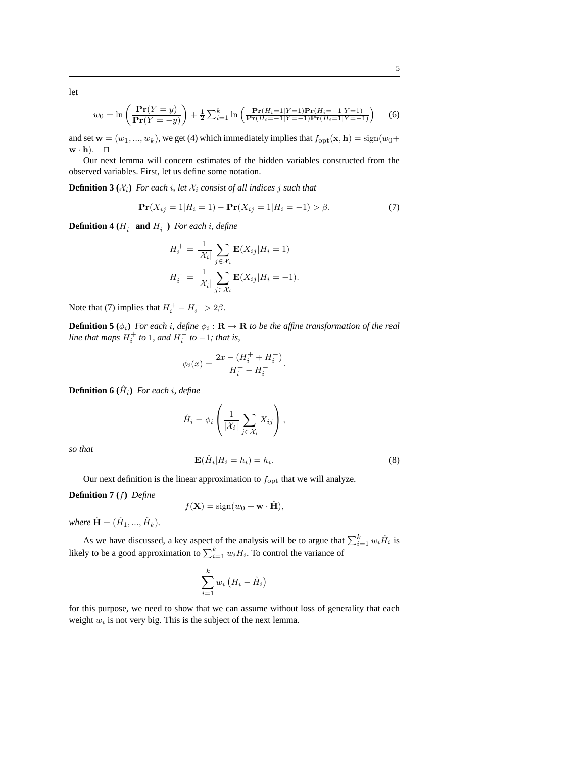let

$$w_0 = \ln \left( \frac{\mathbf{Pr}(Y = y)}{\mathbf{Pr}(Y = -y)} \right) + \frac{1}{2} \sum_{i=1}^{k} \ln \left( \frac{\mathbf{Pr}(H_i=1|Y=1)\mathbf{Pr}(H_i=-1|Y=1)}{\mathbf{Pr}(H_i=-1|Y=-1)\mathbf{Pr}(H_i=1|Y=-1)} \right) \tag{6}$$

and set $\mathbf{w} = (w_1, ..., w_k)$, we get (4) which immediately implies that $f_{\rm opt}(\mathbf{x}, \mathbf{h}) = {\rm sign}(w_0 + \mathbf{w} \cdot \mathbf{h})$. $\square$

Our next lemma will concern estimates of the hidden variables constructed from the observed variables. First, let us define some notation.

**Definition 3 ($\mathcal{X}_i$)** *For each $i$, let $\mathcal{X}_i$ consist of all indices $j$ such that*

$$\mathbf{Pr}(X_{ij} = 1 | H_i = 1) - \mathbf{Pr}(X_{ij} = 1 | H_i = -1) > \beta. \tag{7}$$

**Definition 4 ($H_i^+$ and $H_i^-$)** *For each $i$, define*

$$H_i^+ = \frac{1}{|\mathcal{X}_i|} \sum_{j \in \mathcal{X}_i} \mathbf{E}(X_{ij} | H_i = 1)$$

$$H_i^- = \frac{1}{|\mathcal{X}_i|} \sum_{j \in \mathcal{X}_i} \mathbf{E}(X_{ij} | H_i = -1).$$

Note that (7) implies that $H_i^+ - H_i^- > 2\beta$.

**Definition 5 ($\phi_i$)** *For each $i$, define $\phi_i : \mathbf{R} \to \mathbf{R}$ to be the affine transformation of the real line that maps $H_i^+$ to $1$, and $H_i^-$ to $-1$; that is,*

$$\phi_i(x) = \frac{2x - (H_i^+ + H_i^-)}{H_i^+ - H_i^-}.$$

**Definition 6 ($\hat{H}_i$)** *For each $i$, define*

$$\hat{H}_i = \phi_i \left( \frac{1}{|\mathcal{X}_i|} \sum_{j \in \mathcal{X}_i} X_{ij} \right),$$

*so that*

$$\mathbf{E}(\hat{H}_i | H_i = h_i) = h_i. \tag{8}$$

Our next definition is the linear approximation to $f_{\rm opt}$ that we will analyze.

**Definition 7 ($f$)** *Define*

$$f(\mathbf{X}) = {\rm sign}(w_0 + \mathbf{w} \cdot \hat{\mathbf{H}}),$$

*where $\hat{\mathbf{H}} = (\hat{H}_1, ..., \hat{H}_k)$.*

As we have discussed, a key aspect of the analysis will be to argue that $\sum_{i=1}^k w_i \hat{H}_i$ is likely to be a good approximation to $\sum_{i=1}^k w_i H_i$. To control the variance of

$$\sum_{i=1}^{k} w_i \left( H_i - \hat{H}_i \right)$$

for this purpose, we need to show that we can assume without loss of generality that each weight $w_i$ is not very big. This is the subject of the next lemma.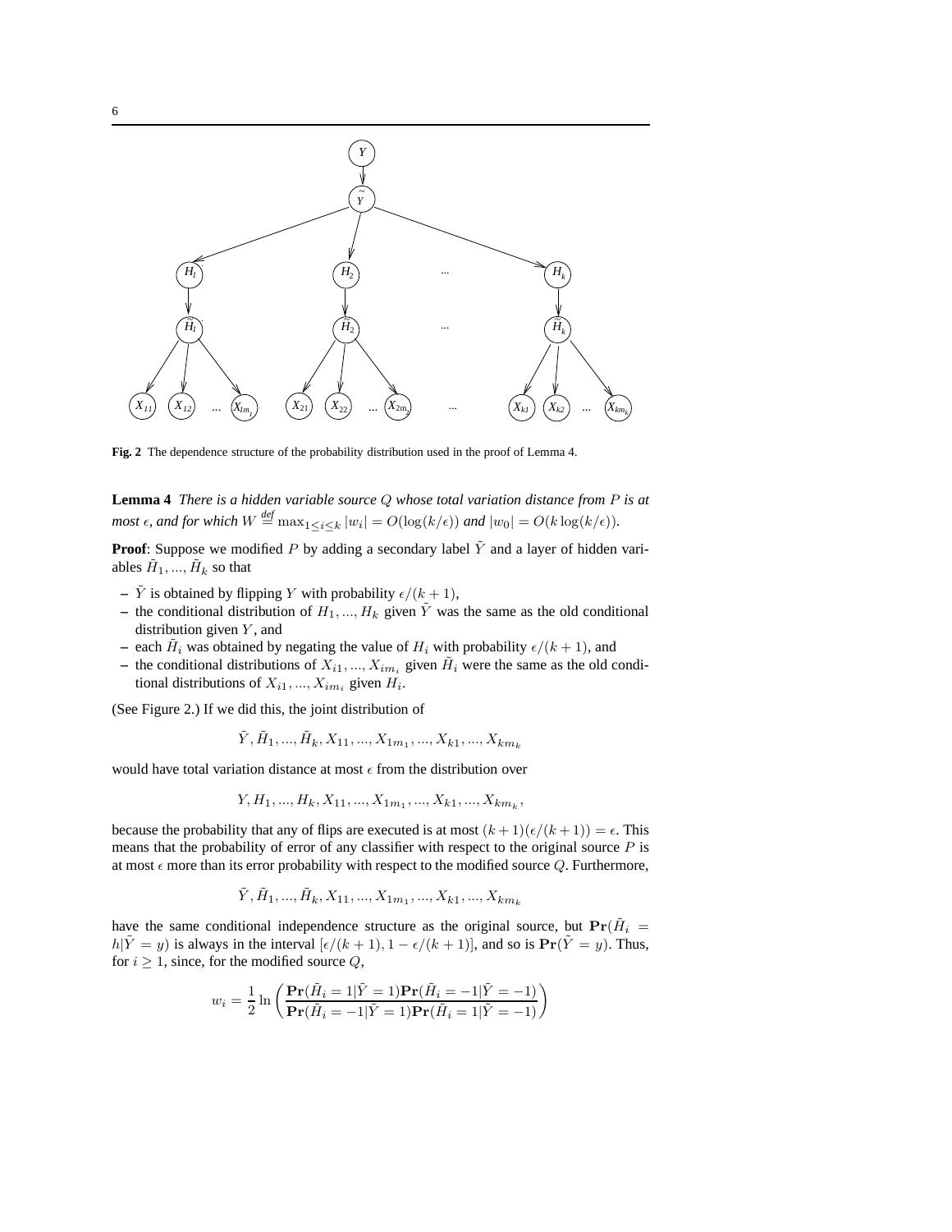**Fig. 2** The dependence structure of the probability distribution used in the proof of Lemma 4.

**Lemma 4** *There is a hidden variable source $Q$ whose total variation distance from $P$ is at most $\epsilon$, and for which $W \stackrel{def}{=} \max_{1 \leq i \leq k} |w_i| = O(\log(k/\epsilon))$ and $|w_0| = O(k \log(k/\epsilon))$.*

**Proof**: Suppose we modified $P$ by adding a secondary label $\tilde{Y}$ and a layer of hidden variables $\tilde{H}_1, ..., \tilde{H}_k$ so that

- $\tilde{Y}$ is obtained by flipping $Y$ with probability $\epsilon/(k+1)$,
- the conditional distribution of $H_1, ..., H_k$ given $\tilde{Y}$ was the same as the old conditional distribution given $Y$, and
- each $\tilde{H}_i$ was obtained by negating the value of $H_i$ with probability $\epsilon/(k+1)$, and
- the conditional distributions of $X_{i1}, ..., X_{im_i}$ given $\tilde{H}_i$ were the same as the old conditional distributions of $X_{i1}, ..., X_{im_i}$ given $H_i$.

(See Figure 2.) If we did this, the joint distribution of

$$\tilde{Y}, \tilde{H}_1, ..., \tilde{H}_k, X_{11}, ..., X_{1m_1}, ..., X_{k1}, ..., X_{km_k}$$

would have total variation distance at most $\epsilon$ from the distribution over

$$Y, H_1, ..., H_k, X_{11}, ..., X_{1m_1}, ..., X_{k1}, ..., X_{km_k},$$

because the probability that any of flips are executed is at most $(k+1)(\epsilon/(k+1)) = \epsilon$. This means that the probability of error of any classifier with respect to the original source $P$ is at most $\epsilon$ more than its error probability with respect to the modified source $Q$. Furthermore,

$$\tilde{Y}, \tilde{H}_1, ..., \tilde{H}_k, X_{11}, ..., X_{1m_1}, ..., X_{k1}, ..., X_{km_k}$$

have the same conditional independence structure as the original source, but $\mathbf{Pr}(\tilde{H}_i = h|\tilde{Y} = y)$ is always in the interval $[\epsilon/(k+1), 1 - \epsilon/(k+1)]$, and so is $\mathbf{Pr}(\tilde{Y} = y)$. Thus, for $i \geq 1$, since, for the modified source $Q$,

$$w_i = \frac{1}{2} \ln \left( \frac{\mathbf{Pr}(\tilde{H}_i = 1|\tilde{Y} = 1)\mathbf{Pr}(\tilde{H}_i = -1|\tilde{Y} = -1)}{\mathbf{Pr}(\tilde{H}_i = -1|\tilde{Y} = 1)\mathbf{Pr}(\tilde{H}_i = 1|\tilde{Y} = -1)} \right)$$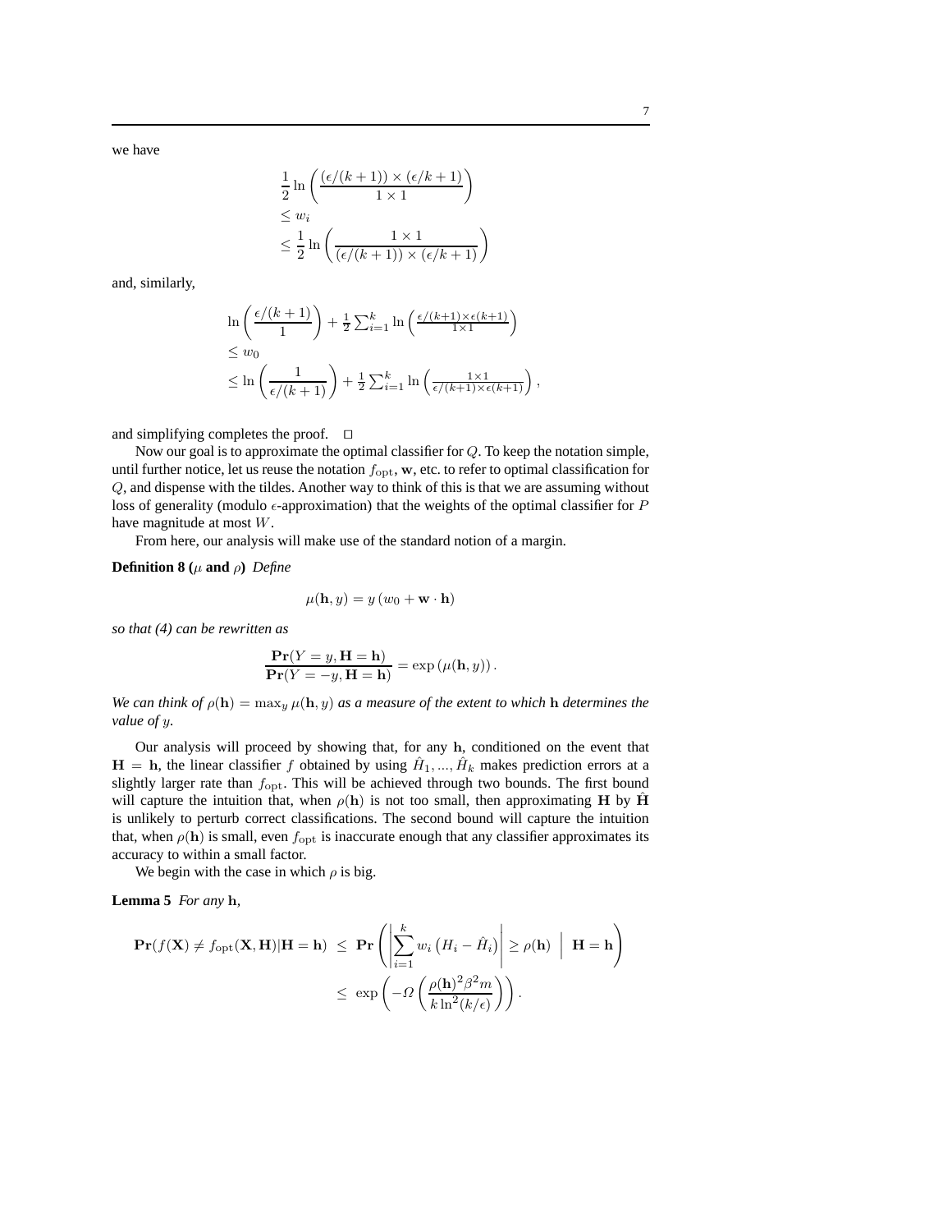we have

$$
\begin{aligned}
&\frac{1}{2}\ln\left(\frac{(\epsilon/(k+1))\times(\epsilon/k+1)}{1\times 1}\right) \\
&\leq w_i \\
&\leq \frac{1}{2}\ln\left(\frac{1\times 1}{(\epsilon/(k+1))\times(\epsilon/k+1)}\right)
\end{aligned}
$$

and, similarly,

$$
\begin{aligned}
&\ln\left(\frac{\epsilon/(k+1)}{1}\right) + \tfrac{1}{2}\textstyle\sum_{i=1}^{k}\ln\left(\frac{\epsilon/(k+1)\times\epsilon(k+1)}{1\times 1}\right) \\
&\leq w_0 \\
&\leq \ln\left(\frac{1}{\epsilon/(k+1)}\right) + \tfrac{1}{2}\textstyle\sum_{i=1}^{k}\ln\left(\frac{1\times 1}{\epsilon/(k+1)\times\epsilon(k+1)}\right),
\end{aligned}
$$

and simplifying completes the proof. $\square$

Now our goal is to approximate the optimal classifier for $Q$. To keep the notation simple, until further notice, let us reuse the notation $f_{\mathrm{opt}}$, $\mathbf{w}$, etc. to refer to optimal classification for $Q$, and dispense with the tildes. Another way to think of this is that we are assuming without loss of generality (modulo $\epsilon$-approximation) that the weights of the optimal classifier for $P$ have magnitude at most $W$.

From here, our analysis will make use of the standard notion of a margin.

**Definition 8 ($\mu$ and $\rho$)** *Define*

$$
\mu(\mathbf{h}, y) = y\left(w_0 + \mathbf{w}\cdot\mathbf{h}\right)
$$

*so that (4) can be rewritten as*

$$
\frac{\mathbf{Pr}(Y = y, \mathbf{H} = \mathbf{h})}{\mathbf{Pr}(Y = -y, \mathbf{H} = \mathbf{h})} = \exp\left(\mu(\mathbf{h}, y)\right).
$$

*We can think of $\rho(\mathbf{h}) = \max_y \mu(\mathbf{h}, y)$ as a measure of the extent to which $\mathbf{h}$ determines the value of $y$.*

Our analysis will proceed by showing that, for any $\mathbf{h}$, conditioned on the event that $\mathbf{H} = \mathbf{h}$, the linear classifier $f$ obtained by using $\hat{H}_1, ..., \hat{H}_k$ makes prediction errors at a slightly larger rate than $f_{\mathrm{opt}}$. This will be achieved through two bounds. The first bound will capture the intuition that, when $\rho(\mathbf{h})$ is not too small, then approximating $\mathbf{H}$ by $\hat{\mathbf{H}}$ is unlikely to perturb correct classifications. The second bound will capture the intuition that, when $\rho(\mathbf{h})$ is small, even $f_{\mathrm{opt}}$ is inaccurate enough that any classifier approximates its accuracy to within a small factor.

We begin with the case in which $\rho$ is big.

**Lemma 5** *For any* $\mathbf{h}$,

$$
\begin{aligned}
\mathbf{Pr}(f(\mathbf{X}) \neq f_{\mathrm{opt}}(\mathbf{X}, \mathbf{H}) | \mathbf{H} = \mathbf{h}) \;&\leq\; \mathbf{Pr}\left(\left|\sum_{i=1}^{k} w_i\left(H_i - \hat{H}_i\right)\right| \geq \rho(\mathbf{h}) \;\middle|\; \mathbf{H} = \mathbf{h}\right) \\
&\leq\; \exp\left(-\Omega\left(\frac{\rho(\mathbf{h})^2\beta^2 m}{k\ln^2(k/\epsilon)}\right)\right).
\end{aligned}
$$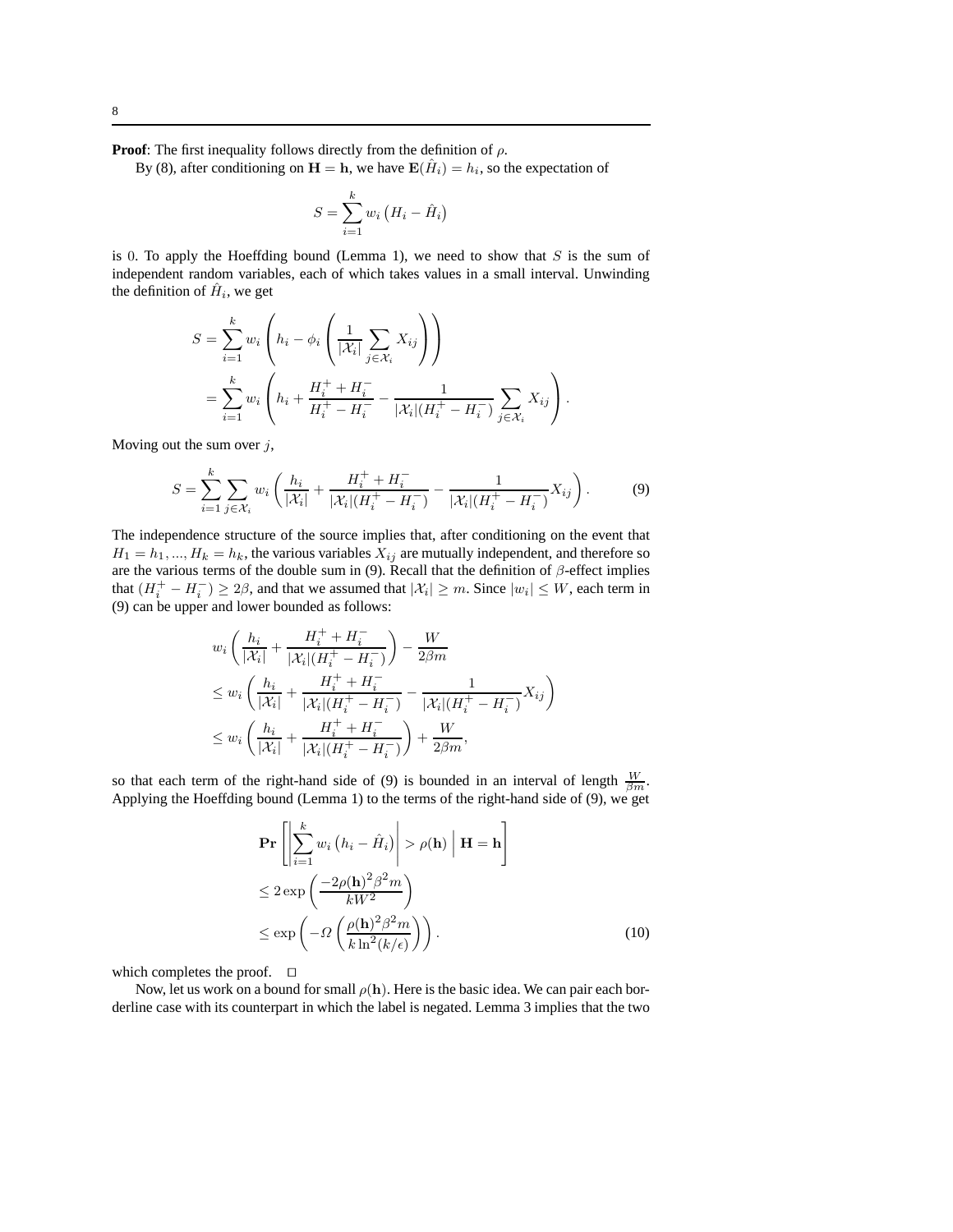**Proof**: The first inequality follows directly from the definition of $\rho$.

By (8), after conditioning on $\mathbf{H} = \mathbf{h}$, we have $\mathbf{E}(\hat{H}_i) = h_i$, so the expectation of

$$S = \sum_{i=1}^{k} w_i \left( H_i - \hat{H}_i \right)$$

is 0. To apply the Hoeffding bound (Lemma 1), we need to show that $S$ is the sum of independent random variables, each of which takes values in a small interval. Unwinding the definition of $\hat{H}_i$, we get

$$\begin{aligned} S &= \sum_{i=1}^{k} w_i \left( h_i - \phi_i \left( \frac{1}{|\mathcal{X}_i|} \sum_{j \in \mathcal{X}_i} X_{ij} \right) \right) \\ &= \sum_{i=1}^{k} w_i \left( h_i + \frac{H_i^+ + H_i^-}{H_i^+ - H_i^-} - \frac{1}{|\mathcal{X}_i|(H_i^+ - H_i^-)} \sum_{j \in \mathcal{X}_i} X_{ij} \right). \end{aligned}$$

Moving out the sum over $j$,

$$S = \sum_{i=1}^{k} \sum_{j \in \mathcal{X}_i} w_i \left( \frac{h_i}{|\mathcal{X}_i|} + \frac{H_i^+ + H_i^-}{|\mathcal{X}_i|(H_i^+ - H_i^-)} - \frac{1}{|\mathcal{X}_i|(H_i^+ - H_i^-)} X_{ij} \right). \tag{9}$$

The independence structure of the source implies that, after conditioning on the event that $H_1 = h_1, ..., H_k = h_k$, the various variables $X_{ij}$ are mutually independent, and therefore so are the various terms of the double sum in (9). Recall that the definition of $\beta$-effect implies that $(H_i^+ - H_i^-) \geq 2\beta$, and that we assumed that $|\mathcal{X}_i| \geq m$. Since $|w_i| \leq W$, each term in (9) can be upper and lower bounded as follows:

$$\begin{aligned} & w_i \left( \frac{h_i}{|\mathcal{X}_i|} + \frac{H_i^+ + H_i^-}{|\mathcal{X}_i|(H_i^+ - H_i^-)} \right) - \frac{W}{2\beta m} \\ & \leq w_i \left( \frac{h_i}{|\mathcal{X}_i|} + \frac{H_i^+ + H_i^-}{|\mathcal{X}_i|(H_i^+ - H_i^-)} - \frac{1}{|\mathcal{X}_i|(H_i^+ - H_i^-)} X_{ij} \right) \\ & \leq w_i \left( \frac{h_i}{|\mathcal{X}_i|} + \frac{H_i^+ + H_i^-}{|\mathcal{X}_i|(H_i^+ - H_i^-)} \right) + \frac{W}{2\beta m}, \end{aligned}$$

so that each term of the right-hand side of (9) is bounded in an interval of length $\frac{W}{\beta m}$. Applying the Hoeffding bound (Lemma 1) to the terms of the right-hand side of (9), we get

$$\begin{aligned} & \mathbf{Pr} \left[ \left| \sum_{i=1}^{k} w_i \left( h_i - \hat{H}_i \right) \right| > \rho(\mathbf{h}) \;\middle|\; \mathbf{H} = \mathbf{h} \right] \\ & \leq 2 \exp \left( \frac{-2\rho(\mathbf{h})^2 \beta^2 m}{k W^2} \right) \\ & \leq \exp \left( -\Omega \left( \frac{\rho(\mathbf{h})^2 \beta^2 m}{k \ln^2(k/\epsilon)} \right) \right). \end{aligned} \tag{10}$$

which completes the proof. $\square$

Now, let us work on a bound for small $\rho(\mathbf{h})$. Here is the basic idea. We can pair each borderline case with its counterpart in which the label is negated. Lemma 3 implies that the two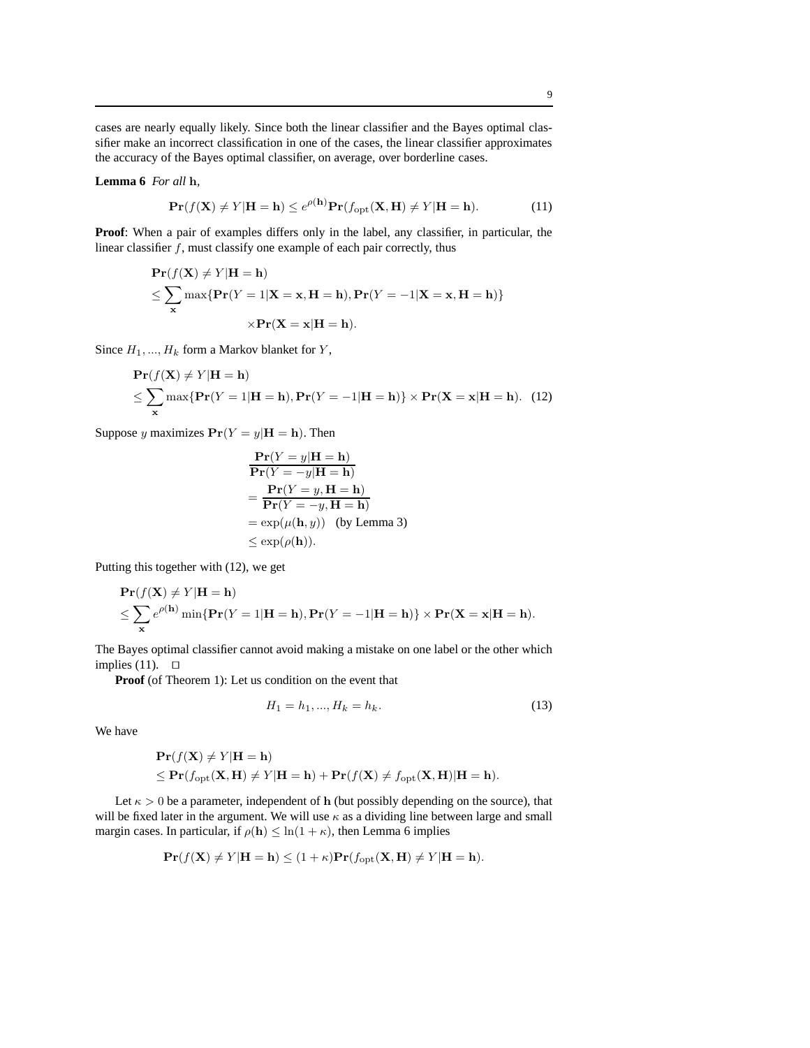cases are nearly equally likely. Since both the linear classifier and the Bayes optimal classifier make an incorrect classification in one of the cases, the linear classifier approximates the accuracy of the Bayes optimal classifier, on average, over borderline cases.

**Lemma 6** *For all* $\mathbf{h}$,

$$\mathbf{Pr}(f(\mathbf{X}) \neq Y | \mathbf{H} = \mathbf{h}) \leq e^{\rho(\mathbf{h})} \mathbf{Pr}(f_{\mathrm{opt}}(\mathbf{X}, \mathbf{H}) \neq Y | \mathbf{H} = \mathbf{h}). \tag{11}$$

**Proof**: When a pair of examples differs only in the label, any classifier, in particular, the linear classifier $f$, must classify one example of each pair correctly, thus

$$\begin{aligned}
&\mathbf{Pr}(f(\mathbf{X}) \neq Y | \mathbf{H} = \mathbf{h}) \\
&\leq \sum_{\mathbf{x}} \max\{\mathbf{Pr}(Y = 1 | \mathbf{X} = \mathbf{x}, \mathbf{H} = \mathbf{h}), \mathbf{Pr}(Y = -1 | \mathbf{X} = \mathbf{x}, \mathbf{H} = \mathbf{h})\} \\
&\qquad \times \mathbf{Pr}(\mathbf{X} = \mathbf{x} | \mathbf{H} = \mathbf{h}).
\end{aligned}$$

Since $H_1, ..., H_k$ form a Markov blanket for $Y$,

$$\begin{aligned}
&\mathbf{Pr}(f(\mathbf{X}) \neq Y | \mathbf{H} = \mathbf{h}) \\
&\leq \sum_{\mathbf{x}} \max\{\mathbf{Pr}(Y = 1 | \mathbf{H} = \mathbf{h}), \mathbf{Pr}(Y = -1 | \mathbf{H} = \mathbf{h})\} \times \mathbf{Pr}(\mathbf{X} = \mathbf{x} | \mathbf{H} = \mathbf{h}). \quad (12)
\end{aligned}$$

Suppose $y$ maximizes $\mathbf{Pr}(Y = y | \mathbf{H} = \mathbf{h})$. Then

$$\begin{aligned}
&\frac{\mathbf{Pr}(Y = y | \mathbf{H} = \mathbf{h})}{\mathbf{Pr}(Y = -y | \mathbf{H} = \mathbf{h})} \\
&= \frac{\mathbf{Pr}(Y = y, \mathbf{H} = \mathbf{h})}{\mathbf{Pr}(Y = -y, \mathbf{H} = \mathbf{h})} \\
&= \exp(\mu(\mathbf{h}, y)) \quad \text{(by Lemma 3)} \\
&\leq \exp(\rho(\mathbf{h})).
\end{aligned}$$

Putting this together with (12), we get

$$\begin{aligned}
&\mathbf{Pr}(f(\mathbf{X}) \neq Y | \mathbf{H} = \mathbf{h}) \\
&\leq \sum_{\mathbf{x}} e^{\rho(\mathbf{h})} \min\{\mathbf{Pr}(Y = 1 | \mathbf{H} = \mathbf{h}), \mathbf{Pr}(Y = -1 | \mathbf{H} = \mathbf{h})\} \times \mathbf{Pr}(\mathbf{X} = \mathbf{x} | \mathbf{H} = \mathbf{h}).
\end{aligned}$$

The Bayes optimal classifier cannot avoid making a mistake on one label or the other which implies (11). □

**Proof** (of Theorem 1): Let us condition on the event that

$$H_1 = h_1, ..., H_k = h_k. \tag{13}$$

We have

$$\begin{aligned}
&\mathbf{Pr}(f(\mathbf{X}) \neq Y | \mathbf{H} = \mathbf{h}) \\
&\leq \mathbf{Pr}(f_{\mathrm{opt}}(\mathbf{X}, \mathbf{H}) \neq Y | \mathbf{H} = \mathbf{h}) + \mathbf{Pr}(f(\mathbf{X}) \neq f_{\mathrm{opt}}(\mathbf{X}, \mathbf{H}) | \mathbf{H} = \mathbf{h}).
\end{aligned}$$

Let $\kappa > 0$ be a parameter, independent of $\mathbf{h}$ (but possibly depending on the source), that will be fixed later in the argument. We will use $\kappa$ as a dividing line between large and small margin cases. In particular, if $\rho(\mathbf{h}) \leq \ln(1 + \kappa)$, then Lemma 6 implies

$$\mathbf{Pr}(f(\mathbf{X}) \neq Y | \mathbf{H} = \mathbf{h}) \leq (1 + \kappa) \mathbf{Pr}(f_{\mathrm{opt}}(\mathbf{X}, \mathbf{H}) \neq Y | \mathbf{H} = \mathbf{h}).$$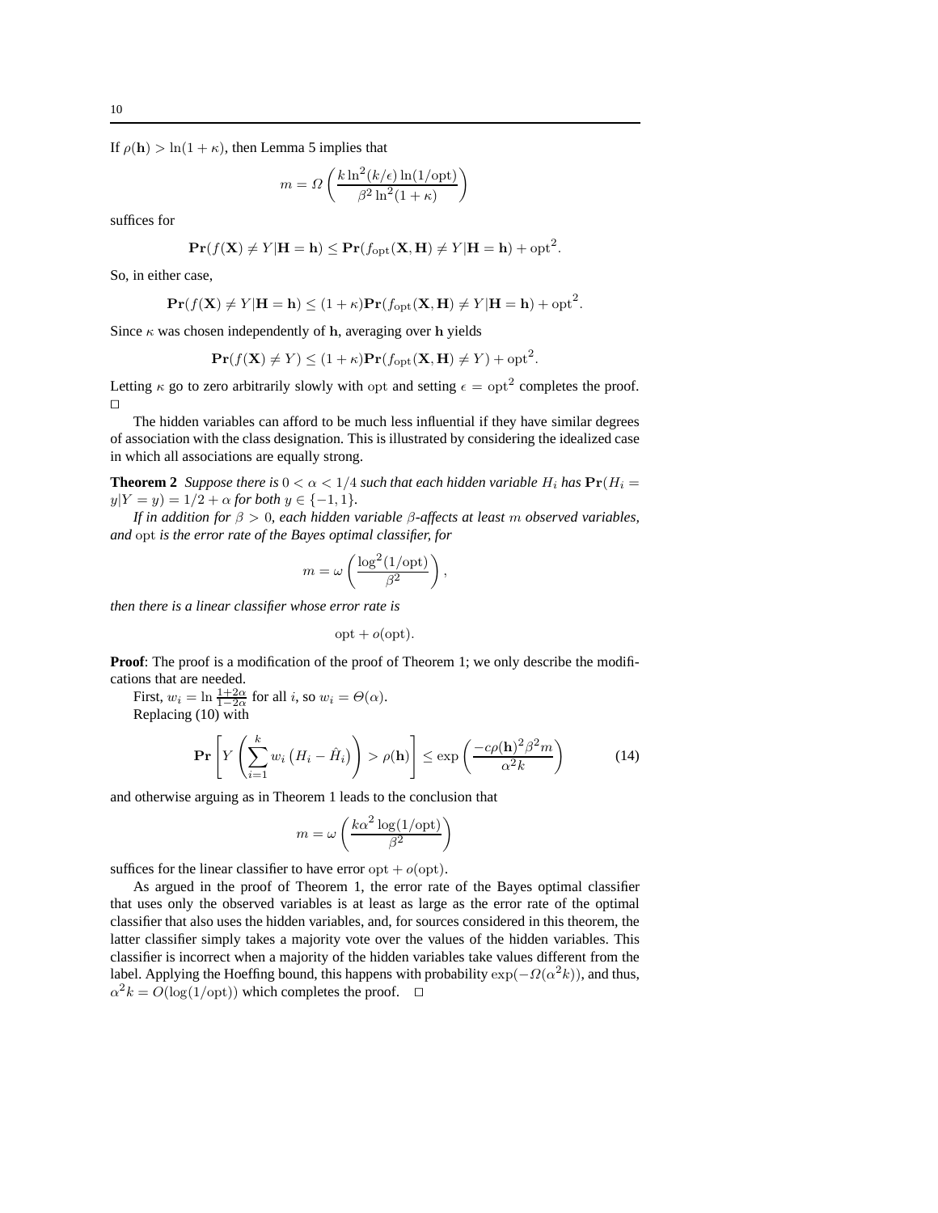If $\rho(\mathbf{h}) > \ln(1+\kappa)$, then Lemma 5 implies that

$$m = \Omega\left(\frac{k \ln^2(k/\epsilon) \ln(1/\mathrm{opt})}{\beta^2 \ln^2(1+\kappa)}\right)$$

suffices for

$$\mathbf{Pr}(f(\mathbf{X}) \neq Y | \mathbf{H} = \mathbf{h}) \leq \mathbf{Pr}(f_{\mathrm{opt}}(\mathbf{X}, \mathbf{H}) \neq Y | \mathbf{H} = \mathbf{h}) + \mathrm{opt}^2.$$

So, in either case,

$$\mathbf{Pr}(f(\mathbf{X}) \neq Y | \mathbf{H} = \mathbf{h}) \leq (1+\kappa)\mathbf{Pr}(f_{\mathrm{opt}}(\mathbf{X}, \mathbf{H}) \neq Y | \mathbf{H} = \mathbf{h}) + \mathrm{opt}^2.$$

Since $\kappa$ was chosen independently of $\mathbf{h}$, averaging over $\mathbf{h}$ yields

$$\mathbf{Pr}(f(\mathbf{X}) \neq Y) \leq (1+\kappa)\mathbf{Pr}(f_{\mathrm{opt}}(\mathbf{X}, \mathbf{H}) \neq Y) + \mathrm{opt}^2.$$

Letting $\kappa$ go to zero arbitrarily slowly with opt and setting $\epsilon = \mathrm{opt}^2$ completes the proof. $\square$

The hidden variables can afford to be much less influential if they have similar degrees of association with the class designation. This is illustrated by considering the idealized case in which all associations are equally strong.

**Theorem 2** *Suppose there is $0 < \alpha < 1/4$ such that each hidden variable $H_i$ has $\mathbf{Pr}(H_i = y | Y = y) = 1/2 + \alpha$ for both $y \in \{-1, 1\}$.*

*If in addition for $\beta > 0$, each hidden variable $\beta$-affects at least $m$ observed variables, and opt is the error rate of the Bayes optimal classifier, for*

$$m = \omega\left(\frac{\log^2(1/\mathrm{opt})}{\beta^2}\right),$$

*then there is a linear classifier whose error rate is*

$$\mathrm{opt} + o(\mathrm{opt}).$$

**Proof**: The proof is a modification of the proof of Theorem 1; we only describe the modifications that are needed.

First, $w_i = \ln \frac{1+2\alpha}{1-2\alpha}$ for all $i$, so $w_i = \Theta(\alpha)$.

Replacing (10) with

$$\mathbf{Pr}\left[Y\left(\sum_{i=1}^{k} w_i \left(H_i - \hat{H}_i\right)\right) > \rho(\mathbf{h})\right] \leq \exp\left(\frac{-c\rho(\mathbf{h})^2 \beta^2 m}{\alpha^2 k}\right) \tag{14}$$

and otherwise arguing as in Theorem 1 leads to the conclusion that

$$m = \omega\left(\frac{k\alpha^2 \log(1/\mathrm{opt})}{\beta^2}\right)$$

suffices for the linear classifier to have error $\mathrm{opt} + o(\mathrm{opt})$.

As argued in the proof of Theorem 1, the error rate of the Bayes optimal classifier that uses only the observed variables is at least as large as the error rate of the optimal classifier that also uses the hidden variables, and, for sources considered in this theorem, the latter classifier simply takes a majority vote over the values of the hidden variables. This classifier is incorrect when a majority of the hidden variables take values different from the label. Applying the Hoeffing bound, this happens with probability $\exp(-\Omega(\alpha^2 k))$, and thus, $\alpha^2 k = O(\log(1/\mathrm{opt}))$ which completes the proof. $\square$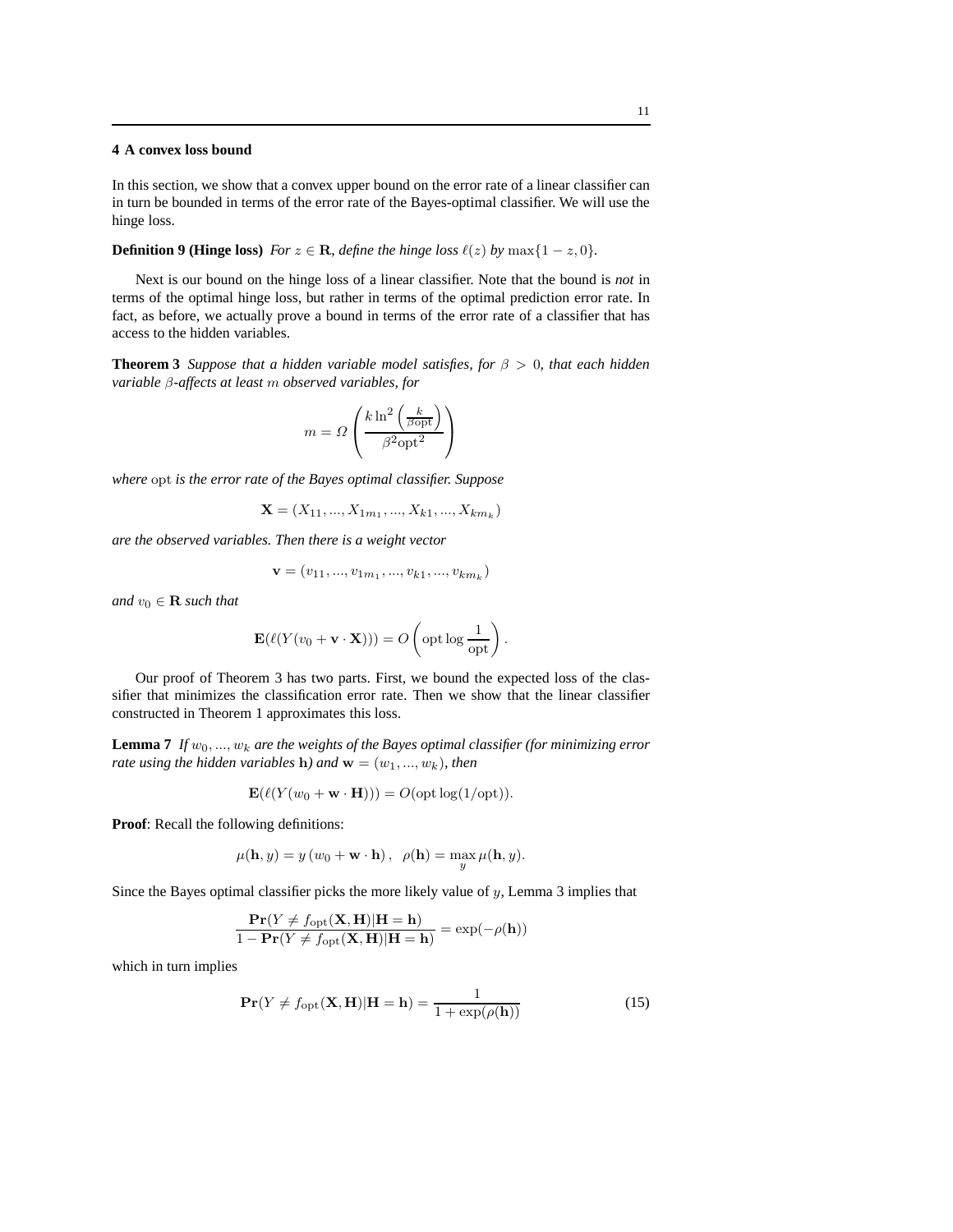## 4 A convex loss bound

In this section, we show that a convex upper bound on the error rate of a linear classifier can in turn be bounded in terms of the error rate of the Bayes-optimal classifier. We will use the hinge loss.

**Definition 9 (Hinge loss)** *For $z \in \mathbf{R}$, define the hinge loss $\ell(z)$ by $\max\{1-z, 0\}$.*

Next is our bound on the hinge loss of a linear classifier. Note that the bound is *not* in terms of the optimal hinge loss, but rather in terms of the optimal prediction error rate. In fact, as before, we actually prove a bound in terms of the error rate of a classifier that has access to the hidden variables.

**Theorem 3** *Suppose that a hidden variable model satisfies, for $\beta > 0$, that each hidden variable $\beta$-affects at least $m$ observed variables, for*

$$m = \Omega\left(\frac{k \ln^2\left(\frac{k}{\beta \mathrm{opt}}\right)}{\beta^2 \mathrm{opt}^2}\right)$$

*where $\mathrm{opt}$ is the error rate of the Bayes optimal classifier. Suppose*

$$\mathbf{X} = (X_{11}, ..., X_{1m_1}, ..., X_{k1}, ..., X_{km_k})$$

*are the observed variables. Then there is a weight vector*

$$\mathbf{v} = (v_{11}, ..., v_{1m_1}, ..., v_{k1}, ..., v_{km_k})$$

*and $v_0 \in \mathbf{R}$ such that*

$$\mathbf{E}(\ell(Y(v_0 + \mathbf{v} \cdot \mathbf{X}))) = O\left(\mathrm{opt} \log \frac{1}{\mathrm{opt}}\right).$$

Our proof of Theorem 3 has two parts. First, we bound the expected loss of the classifier that minimizes the classification error rate. Then we show that the linear classifier constructed in Theorem 1 approximates this loss.

**Lemma 7** *If $w_0, ..., w_k$ are the weights of the Bayes optimal classifier (for minimizing error rate using the hidden variables $\mathbf{h}$) and $\mathbf{w} = (w_1, ..., w_k)$, then*

$$\mathbf{E}(\ell(Y(w_0 + \mathbf{w} \cdot \mathbf{H}))) = O(\mathrm{opt} \log(1/\mathrm{opt})).$$

**Proof**: Recall the following definitions:

$$\mu(\mathbf{h}, y) = y\,(w_0 + \mathbf{w} \cdot \mathbf{h})\,, \quad \rho(\mathbf{h}) = \max_y \mu(\mathbf{h}, y).$$

Since the Bayes optimal classifier picks the more likely value of $y$, Lemma 3 implies that

$$\frac{\mathbf{Pr}(Y \neq f_{\mathrm{opt}}(\mathbf{X}, \mathbf{H}) | \mathbf{H} = \mathbf{h})}{1 - \mathbf{Pr}(Y \neq f_{\mathrm{opt}}(\mathbf{X}, \mathbf{H}) | \mathbf{H} = \mathbf{h})} = \exp(-\rho(\mathbf{h}))$$

which in turn implies

$$\mathbf{Pr}(Y \neq f_{\mathrm{opt}}(\mathbf{X}, \mathbf{H}) | \mathbf{H} = \mathbf{h}) = \frac{1}{1 + \exp(\rho(\mathbf{h}))} \tag{15}$$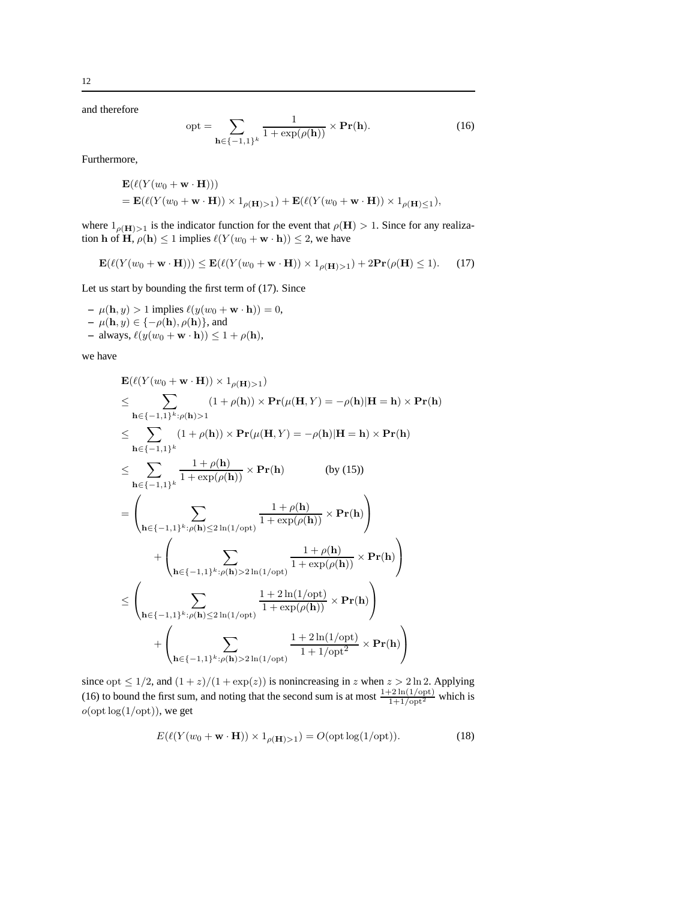and therefore

$$\mathrm{opt} = \sum_{\mathbf{h} \in \{-1,1\}^k} \frac{1}{1+\exp(\rho(\mathbf{h}))} \times \mathbf{Pr}(\mathbf{h}). \tag{16}$$

Furthermore,

$$\begin{aligned}
&\mathbf{E}(\ell(Y(w_0 + \mathbf{w} \cdot \mathbf{H}))) \\
&= \mathbf{E}(\ell(Y(w_0 + \mathbf{w} \cdot \mathbf{H})) \times 1_{\rho(\mathbf{H})>1}) + \mathbf{E}(\ell(Y(w_0 + \mathbf{w} \cdot \mathbf{H})) \times 1_{\rho(\mathbf{H})\leq 1}),
\end{aligned}$$

where $1_{\rho(\mathbf{H})>1}$ is the indicator function for the event that $\rho(\mathbf{H}) > 1$. Since for any realization $\mathbf{h}$ of $\mathbf{H}$, $\rho(\mathbf{h}) \leq 1$ implies $\ell(Y(w_0 + \mathbf{w} \cdot \mathbf{h})) \leq 2$, we have

$$\mathbf{E}(\ell(Y(w_0 + \mathbf{w} \cdot \mathbf{H}))) \leq \mathbf{E}(\ell(Y(w_0 + \mathbf{w} \cdot \mathbf{H})) \times 1_{\rho(\mathbf{H})>1}) + 2\mathbf{Pr}(\rho(\mathbf{H}) \leq 1). \tag{17}$$

Let us start by bounding the first term of (17). Since

- $\mu(\mathbf{h}, y) > 1$ implies $\ell(y(w_0 + \mathbf{w} \cdot \mathbf{h})) = 0$,
- $\mu(\mathbf{h}, y) \in \{-\rho(\mathbf{h}), \rho(\mathbf{h})\}$, and
- always, $\ell(y(w_0 + \mathbf{w} \cdot \mathbf{h})) \leq 1 + \rho(\mathbf{h})$,

we have

$$\begin{aligned}
&\mathbf{E}(\ell(Y(w_0 + \mathbf{w} \cdot \mathbf{H})) \times 1_{\rho(\mathbf{H})>1}) \\
&\leq \sum_{\mathbf{h} \in \{-1,1\}^k : \rho(\mathbf{h})>1} (1 + \rho(\mathbf{h})) \times \mathbf{Pr}(\mu(\mathbf{H}, Y) = -\rho(\mathbf{h}) | \mathbf{H} = \mathbf{h}) \times \mathbf{Pr}(\mathbf{h}) \\
&\leq \sum_{\mathbf{h} \in \{-1,1\}^k} (1 + \rho(\mathbf{h})) \times \mathbf{Pr}(\mu(\mathbf{H}, Y) = -\rho(\mathbf{h}) | \mathbf{H} = \mathbf{h}) \times \mathbf{Pr}(\mathbf{h}) \\
&\leq \sum_{\mathbf{h} \in \{-1,1\}^k} \frac{1 + \rho(\mathbf{h})}{1 + \exp(\rho(\mathbf{h}))} \times \mathbf{Pr}(\mathbf{h}) \qquad \text{(by (15))} \\
&= \left( \sum_{\mathbf{h} \in \{-1,1\}^k : \rho(\mathbf{h}) \leq 2\ln(1/\mathrm{opt})} \frac{1 + \rho(\mathbf{h})}{1 + \exp(\rho(\mathbf{h}))} \times \mathbf{Pr}(\mathbf{h}) \right) \\
&\quad + \left( \sum_{\mathbf{h} \in \{-1,1\}^k : \rho(\mathbf{h}) > 2\ln(1/\mathrm{opt})} \frac{1 + \rho(\mathbf{h})}{1 + \exp(\rho(\mathbf{h}))} \times \mathbf{Pr}(\mathbf{h}) \right) \\
&\leq \left( \sum_{\mathbf{h} \in \{-1,1\}^k : \rho(\mathbf{h}) \leq 2\ln(1/\mathrm{opt})} \frac{1 + 2\ln(1/\mathrm{opt})}{1 + \exp(\rho(\mathbf{h}))} \times \mathbf{Pr}(\mathbf{h}) \right) \\
&\quad + \left( \sum_{\mathbf{h} \in \{-1,1\}^k : \rho(\mathbf{h}) > 2\ln(1/\mathrm{opt})} \frac{1 + 2\ln(1/\mathrm{opt})}{1 + 1/\mathrm{opt}^2} \times \mathbf{Pr}(\mathbf{h}) \right)
\end{aligned}$$

since $\mathrm{opt} \leq 1/2$, and $(1+z)/(1+\exp(z))$ is nonincreasing in $z$ when $z > 2\ln 2$. Applying (16) to bound the first sum, and noting that the second sum is at most $\frac{1+2\ln(1/\mathrm{opt})}{1+1/\mathrm{opt}^2}$ which is $o(\mathrm{opt}\log(1/\mathrm{opt}))$, we get

$$E(\ell(Y(w_0 + \mathbf{w} \cdot \mathbf{H})) \times 1_{\rho(\mathbf{H})>1}) = O(\mathrm{opt}\log(1/\mathrm{opt})). \tag{18}$$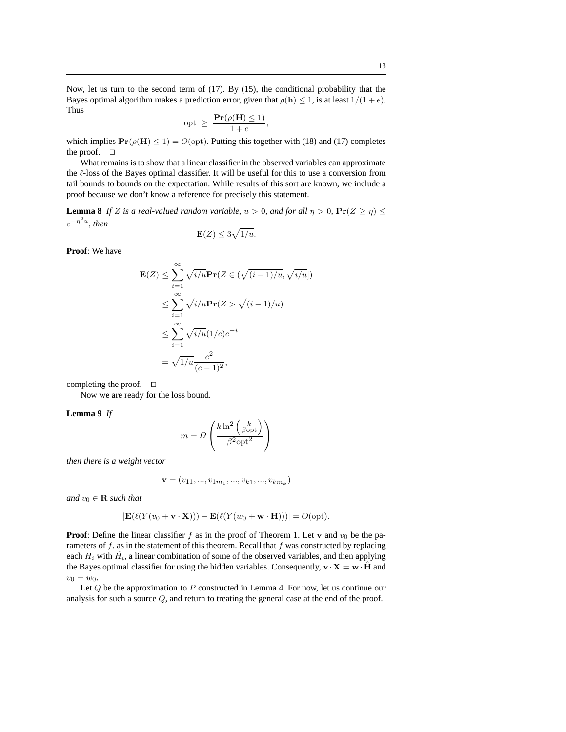Now, let us turn to the second term of (17). By (15), the conditional probability that the Bayes optimal algorithm makes a prediction error, given that $\rho(\mathbf{h}) \leq 1$, is at least $1/(1+e)$. Thus

$$\mathrm{opt} \;\geq\; \frac{\mathbf{Pr}(\rho(\mathbf{H}) \leq 1)}{1+e},$$

which implies $\mathbf{Pr}(\rho(\mathbf{H}) \leq 1) = O(\mathrm{opt})$. Putting this together with (18) and (17) completes the proof. $\square$

What remains is to show that a linear classifier in the observed variables can approximate the $\ell$-loss of the Bayes optimal classifier. It will be useful for this to use a conversion from tail bounds to bounds on the expectation. While results of this sort are known, we include a proof because we don't know a reference for precisely this statement.

**Lemma 8** *If $Z$ is a real-valued random variable, $u > 0$, and for all $\eta > 0$, $\mathbf{Pr}(Z \geq \eta) \leq e^{-\eta^2 u}$, then*

$$\mathbf{E}(Z) \leq 3\sqrt{1/u}.$$

**Proof**: We have

$$\begin{aligned}
\mathbf{E}(Z) &\leq \sum_{i=1}^{\infty} \sqrt{i/u}\,\mathbf{Pr}(Z \in (\sqrt{(i-1)/u}, \sqrt{i/u}]) \\
&\leq \sum_{i=1}^{\infty} \sqrt{i/u}\,\mathbf{Pr}(Z > \sqrt{(i-1)/u}) \\
&\leq \sum_{i=1}^{\infty} \sqrt{i/u}(1/e)e^{-i} \\
&= \sqrt{1/u}\frac{e^2}{(e-1)^2},
\end{aligned}$$

completing the proof. $\square$

Now we are ready for the loss bound.

**Lemma 9** *If*

$$m = \Omega\left(\frac{k \ln^2\left(\frac{k}{\beta \mathrm{opt}}\right)}{\beta^2 \mathrm{opt}^2}\right)$$

*then there is a weight vector*

$$\mathbf{v} = (v_{11}, ..., v_{1m_1}, ..., v_{k1}, ..., v_{km_k})$$

*and $v_0 \in \mathbf{R}$ such that*

$$|\mathbf{E}(\ell(Y(v_0 + \mathbf{v} \cdot \mathbf{X}))) - \mathbf{E}(\ell(Y(w_0 + \mathbf{w} \cdot \mathbf{H})))| = O(\mathrm{opt}).$$

**Proof**: Define the linear classifier $f$ as in the proof of Theorem 1. Let $\mathbf{v}$ and $v_0$ be the parameters of $f$, as in the statement of this theorem. Recall that $f$ was constructed by replacing each $H_i$ with $\hat{H}_i$, a linear combination of some of the observed variables, and then applying the Bayes optimal classifier for using the hidden variables. Consequently, $\mathbf{v} \cdot \mathbf{X} = \mathbf{w} \cdot \hat{\mathbf{H}}$ and $v_0 = w_0$.

Let $Q$ be the approximation to $P$ constructed in Lemma 4. For now, let us continue our analysis for such a source $Q$, and return to treating the general case at the end of the proof.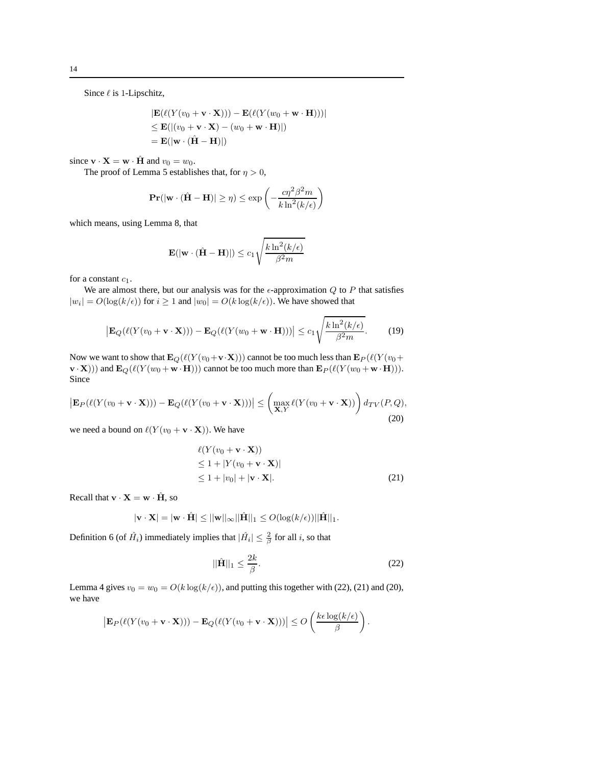Since $\ell$ is 1-Lipschitz,

$$
\begin{aligned}
&|\mathbf{E}(\ell(Y(v_0 + \mathbf{v} \cdot \mathbf{X}))) - \mathbf{E}(\ell(Y(w_0 + \mathbf{w} \cdot \mathbf{H})))| \\
&\leq \mathbf{E}(|(v_0 + \mathbf{v} \cdot \mathbf{X}) - (w_0 + \mathbf{w} \cdot \mathbf{H})|) \\
&= \mathbf{E}(|\mathbf{w} \cdot (\hat{\mathbf{H}} - \mathbf{H})|)
\end{aligned}
$$

since $\mathbf{v} \cdot \mathbf{X} = \mathbf{w} \cdot \hat{\mathbf{H}}$ and $v_0 = w_0$.

The proof of Lemma 5 establishes that, for $\eta > 0$,

$$
\mathbf{Pr}(|\mathbf{w} \cdot (\hat{\mathbf{H}} - \mathbf{H})| \geq \eta) \leq \exp\left(-\frac{c\eta^2 \beta^2 m}{k \ln^2(k/\epsilon)}\right)
$$

which means, using Lemma 8, that

$$
\mathbf{E}(|\mathbf{w} \cdot (\hat{\mathbf{H}} - \mathbf{H})|) \leq c_1 \sqrt{\frac{k \ln^2(k/\epsilon)}{\beta^2 m}}
$$

for a constant $c_1$.

We are almost there, but our analysis was for the $\epsilon$-approximation $Q$ to $P$ that satisfies $|w_i| = O(\log(k/\epsilon))$ for $i \geq 1$ and $|w_0| = O(k \log(k/\epsilon))$. We have showed that

$$
\left|\mathbf{E}_Q(\ell(Y(v_0 + \mathbf{v} \cdot \mathbf{X}))) - \mathbf{E}_Q(\ell(Y(w_0 + \mathbf{w} \cdot \mathbf{H})))\right| \leq c_1 \sqrt{\frac{k \ln^2(k/\epsilon)}{\beta^2 m}}. \tag{19}
$$

Now we want to show that $\mathbf{E}_Q(\ell(Y(v_0 + \mathbf{v} \cdot \mathbf{X})))$ cannot be too much less than $\mathbf{E}_P(\ell(Y(v_0 + \mathbf{v} \cdot \mathbf{X})))$ and $\mathbf{E}_Q(\ell(Y(w_0 + \mathbf{w} \cdot \mathbf{H})))$ cannot be too much more than $\mathbf{E}_P(\ell(Y(w_0 + \mathbf{w} \cdot \mathbf{H})))$. Since

$$
\left|\mathbf{E}_P(\ell(Y(v_0 + \mathbf{v} \cdot \mathbf{X}))) - \mathbf{E}_Q(\ell(Y(v_0 + \mathbf{v} \cdot \mathbf{X})))\right| \leq \left(\max_{\mathbf{X}, Y} \ell(Y(v_0 + \mathbf{v} \cdot \mathbf{X}))\right) d_{TV}(P, Q), \tag{20}
$$

we need a bound on $\ell(Y(v_0 + \mathbf{v} \cdot \mathbf{X}))$. We have

$$
\begin{aligned}
&\ell(Y(v_0 + \mathbf{v} \cdot \mathbf{X})) \\
&\leq 1 + |Y(v_0 + \mathbf{v} \cdot \mathbf{X})| \\
&\leq 1 + |v_0| + |\mathbf{v} \cdot \mathbf{X}|. 
\end{aligned} \tag{21}
$$

Recall that $\mathbf{v} \cdot \mathbf{X} = \mathbf{w} \cdot \hat{\mathbf{H}}$, so

$$
|\mathbf{v} \cdot \mathbf{X}| = |\mathbf{w} \cdot \hat{\mathbf{H}}| \leq ||\mathbf{w}||_\infty ||\hat{\mathbf{H}}||_1 \leq O(\log(k/\epsilon)) ||\hat{\mathbf{H}}||_1.
$$

Definition 6 (of $\hat{H}_i$) immediately implies that $|\hat{H}_i| \leq \frac{2}{\beta}$ for all $i$, so that

$$
||\hat{\mathbf{H}}||_1 \leq \frac{2k}{\beta}. \tag{22}
$$

Lemma 4 gives $v_0 = w_0 = O(k \log(k/\epsilon))$, and putting this together with (22), (21) and (20), we have

$$
\left|\mathbf{E}_P(\ell(Y(v_0 + \mathbf{v} \cdot \mathbf{X}))) - \mathbf{E}_Q(\ell(Y(v_0 + \mathbf{v} \cdot \mathbf{X})))\right| \leq O\left(\frac{k\epsilon \log(k/\epsilon)}{\beta}\right).
$$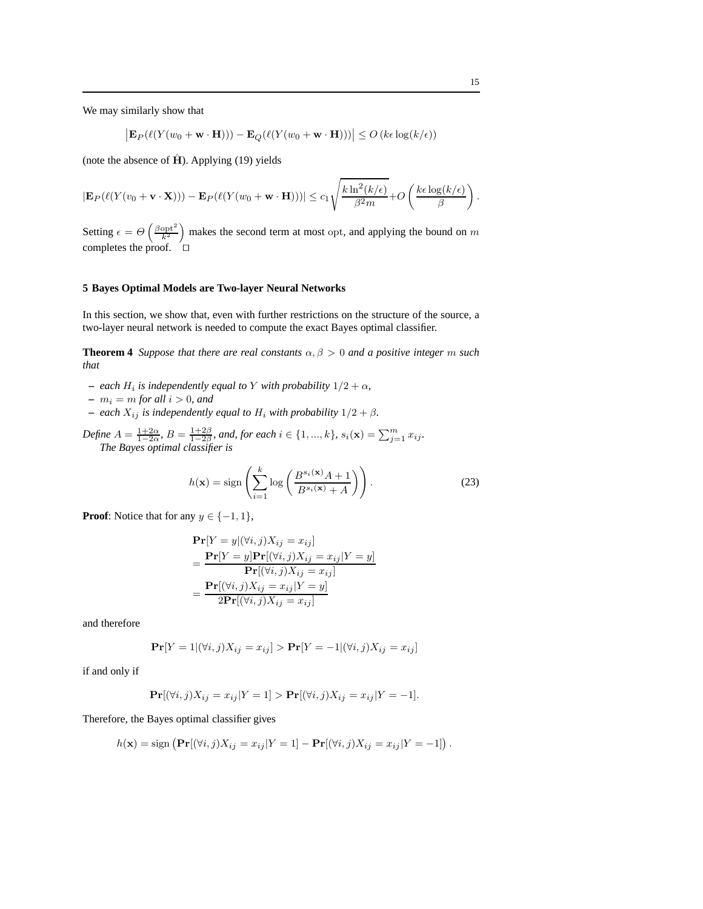We may similarly show that

$$\left|\mathbf{E}_P(\ell(Y(w_0 + \mathbf{w} \cdot \mathbf{H}))) - \mathbf{E}_Q(\ell(Y(w_0 + \mathbf{w} \cdot \mathbf{H})))\right| \leq O\left(k\epsilon \log(k/\epsilon)\right)$$

(note the absence of $\hat{\mathbf{H}}$). Applying (19) yields

$$|\mathbf{E}_P(\ell(Y(v_0 + \mathbf{v} \cdot \mathbf{X}))) - \mathbf{E}_P(\ell(Y(w_0 + \mathbf{w} \cdot \mathbf{H})))| \leq c_1 \sqrt{\frac{k \ln^2(k/\epsilon)}{\beta^2 m}} + O\left(\frac{k\epsilon \log(k/\epsilon)}{\beta}\right).$$

Setting $\epsilon = \Theta\left(\frac{\beta \mathrm{opt}^2}{k^2}\right)$ makes the second term at most opt, and applying the bound on $m$ completes the proof. □

## 5 Bayes Optimal Models are Two-layer Neural Networks

In this section, we show that, even with further restrictions on the structure of the source, a two-layer neural network is needed to compute the exact Bayes optimal classifier.

**Theorem 4** *Suppose that there are real constants $\alpha, \beta > 0$ and a positive integer $m$ such that*

- *each $H_i$ is independently equal to $Y$ with probability $1/2 + \alpha$,*
- *$m_i = m$ for all $i > 0$, and*
- *each $X_{ij}$ is independently equal to $H_i$ with probability $1/2 + \beta$.*

*Define $A = \frac{1+2\alpha}{1-2\alpha}$, $B = \frac{1+2\beta}{1-2\beta}$, and, for each $i \in \{1, ..., k\}$, $s_i(\mathbf{x}) = \sum_{j=1}^{m} x_{ij}$.*
*The Bayes optimal classifier is*

$$h(\mathbf{x}) = \mathrm{sign}\left(\sum_{i=1}^{k} \log\left(\frac{B^{s_i(\mathbf{x})}A + 1}{B^{s_i(\mathbf{x})} + A}\right)\right). \tag{23}$$

**Proof**: Notice that for any $y \in \{-1, 1\}$,

$$\begin{aligned}
&\mathbf{Pr}[Y = y|(\forall i,j) X_{ij} = x_{ij}] \\
&= \frac{\mathbf{Pr}[Y = y]\mathbf{Pr}[(\forall i,j) X_{ij} = x_{ij}|Y = y]}{\mathbf{Pr}[(\forall i,j) X_{ij} = x_{ij}]} \\
&= \frac{\mathbf{Pr}[(\forall i,j) X_{ij} = x_{ij}|Y = y]}{2\mathbf{Pr}[(\forall i,j) X_{ij} = x_{ij}]}
\end{aligned}$$

and therefore

$$\mathbf{Pr}[Y = 1|(\forall i,j) X_{ij} = x_{ij}] > \mathbf{Pr}[Y = -1|(\forall i,j) X_{ij} = x_{ij}]$$

if and only if

$$\mathbf{Pr}[(\forall i,j) X_{ij} = x_{ij}|Y = 1] > \mathbf{Pr}[(\forall i,j) X_{ij} = x_{ij}|Y = -1].$$

Therefore, the Bayes optimal classifier gives

$$h(\mathbf{x}) = \mathrm{sign}\left(\mathbf{Pr}[(\forall i,j) X_{ij} = x_{ij}|Y = 1] - \mathbf{Pr}[(\forall i,j) X_{ij} = x_{ij}|Y = -1]\right).$$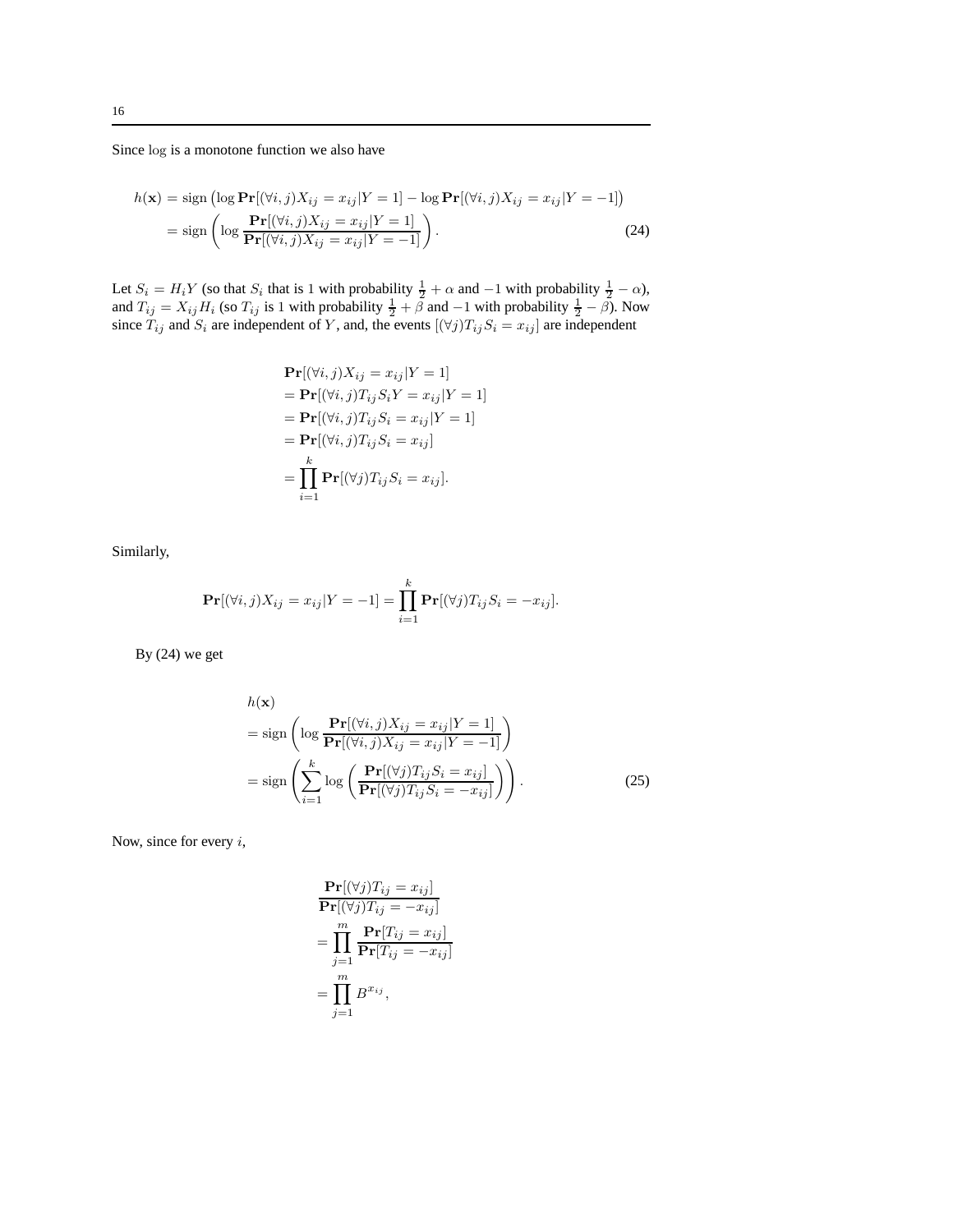Since $\log$ is a monotone function we also have

$$
\begin{aligned}
h(\mathbf{x}) &= \operatorname{sign}\left(\log \mathbf{Pr}[(\forall i,j)X_{ij} = x_{ij}|Y=1] - \log \mathbf{Pr}[(\forall i,j)X_{ij} = x_{ij}|Y=-1]\right) \\
&= \operatorname{sign}\left(\log \frac{\mathbf{Pr}[(\forall i,j)X_{ij} = x_{ij}|Y=1]}{\mathbf{Pr}[(\forall i,j)X_{ij} = x_{ij}|Y=-1]}\right). \qquad (24)
\end{aligned}
$$

Let $S_i = H_i Y$ (so that $S_i$ that is 1 with probability $\frac{1}{2}+\alpha$ and $-1$ with probability $\frac{1}{2}-\alpha$), and $T_{ij} = X_{ij}H_i$ (so $T_{ij}$ is 1 with probability $\frac{1}{2}+\beta$ and $-1$ with probability $\frac{1}{2}-\beta$). Now since $T_{ij}$ and $S_i$ are independent of $Y$, and, the events $[(\forall j)T_{ij}S_i = x_{ij}]$ are independent

$$
\begin{aligned}
&\mathbf{Pr}[(\forall i,j)X_{ij} = x_{ij}|Y=1] \\
&= \mathbf{Pr}[(\forall i,j)T_{ij}S_iY = x_{ij}|Y=1] \\
&= \mathbf{Pr}[(\forall i,j)T_{ij}S_i = x_{ij}|Y=1] \\
&= \mathbf{Pr}[(\forall i,j)T_{ij}S_i = x_{ij}] \\
&= \prod_{i=1}^{k} \mathbf{Pr}[(\forall j)T_{ij}S_i = x_{ij}].
\end{aligned}
$$

Similarly,

$$
\mathbf{Pr}[(\forall i,j)X_{ij} = x_{ij}|Y=-1] = \prod_{i=1}^{k} \mathbf{Pr}[(\forall j)T_{ij}S_i = -x_{ij}].
$$

By (24) we get

$$
\begin{aligned}
&h(\mathbf{x}) \\
&= \operatorname{sign}\left(\log \frac{\mathbf{Pr}[(\forall i,j)X_{ij} = x_{ij}|Y=1]}{\mathbf{Pr}[(\forall i,j)X_{ij} = x_{ij}|Y=-1]}\right) \\
&= \operatorname{sign}\left(\sum_{i=1}^{k} \log\left(\frac{\mathbf{Pr}[(\forall j)T_{ij}S_i = x_{ij}]}{\mathbf{Pr}[(\forall j)T_{ij}S_i = -x_{ij}]}\right)\right). \qquad (25)
\end{aligned}
$$

Now, since for every $i$,

$$
\begin{aligned}
&\frac{\mathbf{Pr}[(\forall j)T_{ij} = x_{ij}]}{\mathbf{Pr}[(\forall j)T_{ij} = -x_{ij}]} \\
&= \prod_{j=1}^{m} \frac{\mathbf{Pr}[T_{ij} = x_{ij}]}{\mathbf{Pr}[T_{ij} = -x_{ij}]} \\
&= \prod_{j=1}^{m} B^{x_{ij}},
\end{aligned}
$$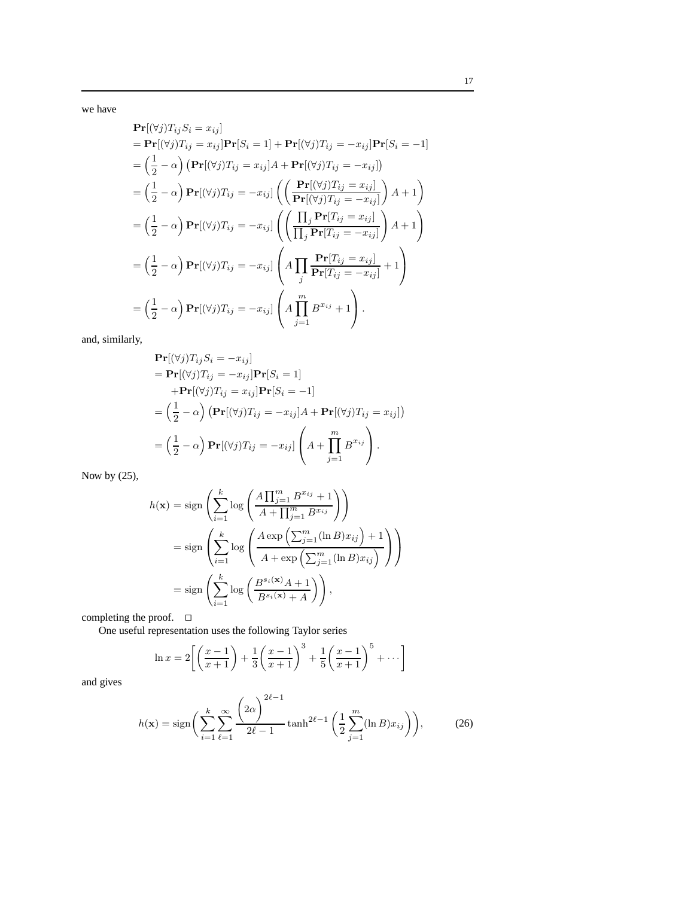we have

$$
\begin{aligned}
&\mathbf{Pr}[(\forall j) T_{ij} S_i = x_{ij}] \\
&= \mathbf{Pr}[(\forall j) T_{ij} = x_{ij}]\mathbf{Pr}[S_i = 1] + \mathbf{Pr}[(\forall j) T_{ij} = -x_{ij}]\mathbf{Pr}[S_i = -1] \\
&= \left(\frac{1}{2} - \alpha\right)\left(\mathbf{Pr}[(\forall j) T_{ij} = x_{ij}]A + \mathbf{Pr}[(\forall j) T_{ij} = -x_{ij}]\right) \\
&= \left(\frac{1}{2} - \alpha\right)\mathbf{Pr}[(\forall j) T_{ij} = -x_{ij}]\left(\left(\frac{\mathbf{Pr}[(\forall j) T_{ij} = x_{ij}]}{\mathbf{Pr}[(\forall j) T_{ij} = -x_{ij}]}\right)A + 1\right) \\
&= \left(\frac{1}{2} - \alpha\right)\mathbf{Pr}[(\forall j) T_{ij} = -x_{ij}]\left(\left(\frac{\prod_j \mathbf{Pr}[T_{ij} = x_{ij}]}{\prod_j \mathbf{Pr}[T_{ij} = -x_{ij}]}\right)A + 1\right) \\
&= \left(\frac{1}{2} - \alpha\right)\mathbf{Pr}[(\forall j) T_{ij} = -x_{ij}]\left(A \prod_j \frac{\mathbf{Pr}[T_{ij} = x_{ij}]}{\mathbf{Pr}[T_{ij} = -x_{ij}]} + 1\right) \\
&= \left(\frac{1}{2} - \alpha\right)\mathbf{Pr}[(\forall j) T_{ij} = -x_{ij}]\left(A \prod_{j=1}^{m} B^{x_{ij}} + 1\right).
\end{aligned}
$$

and, similarly,

$$
\begin{aligned}
&\mathbf{Pr}[(\forall j) T_{ij} S_i = -x_{ij}] \\
&= \mathbf{Pr}[(\forall j) T_{ij} = -x_{ij}]\mathbf{Pr}[S_i = 1] \\
&\quad + \mathbf{Pr}[(\forall j) T_{ij} = x_{ij}]\mathbf{Pr}[S_i = -1] \\
&= \left(\frac{1}{2} - \alpha\right)\left(\mathbf{Pr}[(\forall j) T_{ij} = -x_{ij}]A + \mathbf{Pr}[(\forall j) T_{ij} = x_{ij}]\right) \\
&= \left(\frac{1}{2} - \alpha\right)\mathbf{Pr}[(\forall j) T_{ij} = -x_{ij}]\left(A + \prod_{j=1}^{m} B^{x_{ij}}\right).
\end{aligned}
$$

Now by (25),

$$
\begin{aligned}
h(\mathbf{x}) &= \text{sign}\left(\sum_{i=1}^{k} \log\left(\frac{A\prod_{j=1}^{m} B^{x_{ij}} + 1}{A + \prod_{j=1}^{m} B^{x_{ij}}}\right)\right) \\
&= \text{sign}\left(\sum_{i=1}^{k} \log\left(\frac{A\exp\left(\sum_{j=1}^{m}(\ln B)x_{ij}\right) + 1}{A + \exp\left(\sum_{j=1}^{m}(\ln B)x_{ij}\right)}\right)\right) \\
&= \text{sign}\left(\sum_{i=1}^{k} \log\left(\frac{B^{s_i(\mathbf{x})}A + 1}{B^{s_i(\mathbf{x})} + A}\right)\right),
\end{aligned}
$$

completing the proof. □

One useful representation uses the following Taylor series

$$
\ln x = 2\left[\left(\frac{x-1}{x+1}\right) + \frac{1}{3}\left(\frac{x-1}{x+1}\right)^3 + \frac{1}{5}\left(\frac{x-1}{x+1}\right)^5 + \cdots\right]
$$

and gives

$$
h(\mathbf{x}) = \text{sign}\left(\sum_{i=1}^{k}\sum_{\ell=1}^{\infty} \frac{\left(2\alpha\right)^{2\ell-1}}{2\ell-1} \tanh^{2\ell-1}\left(\frac{1}{2}\sum_{j=1}^{m}(\ln B)x_{ij}\right)\right), \tag{26}
$$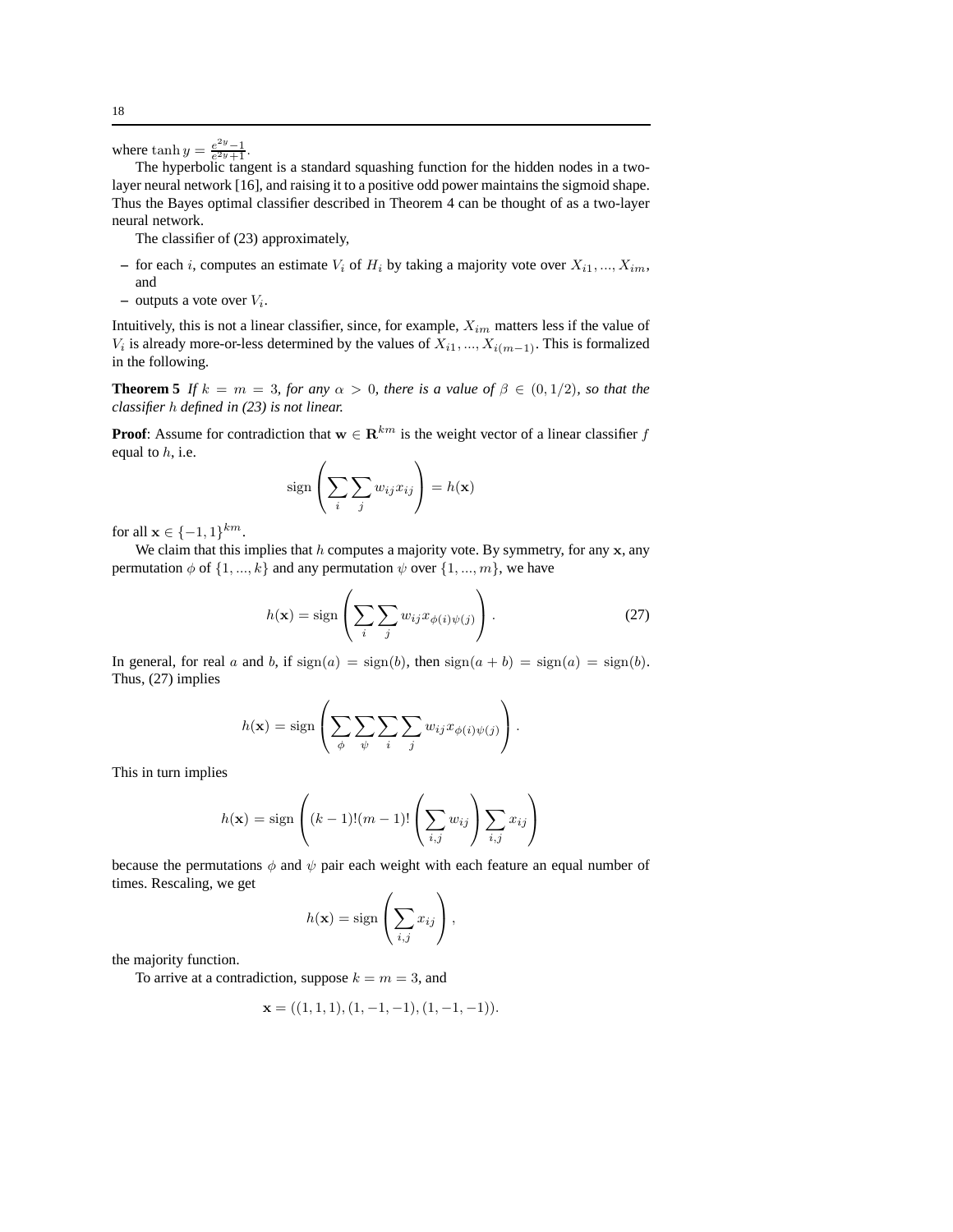where $\tanh y = \frac{e^{2y}-1}{e^{2y}+1}$.

The hyperbolic tangent is a standard squashing function for the hidden nodes in a two-layer neural network [16], and raising it to a positive odd power maintains the sigmoid shape. Thus the Bayes optimal classifier described in Theorem 4 can be thought of as a two-layer neural network.

The classifier of (23) approximately,

- for each $i$, computes an estimate $V_i$ of $H_i$ by taking a majority vote over $X_{i1}, ..., X_{im}$, and
- outputs a vote over $V_i$.

Intuitively, this is not a linear classifier, since, for example, $X_{im}$ matters less if the value of $V_i$ is already more-or-less determined by the values of $X_{i1}, ..., X_{i(m-1)}$. This is formalized in the following.

**Theorem 5** *If $k = m = 3$, for any $\alpha > 0$, there is a value of $\beta \in (0, 1/2)$, so that the classifier $h$ defined in (23) is not linear.*

**Proof**: Assume for contradiction that $\mathbf{w} \in \mathbf{R}^{km}$ is the weight vector of a linear classifier $f$ equal to $h$, i.e.

$$\text{sign}\left(\sum_i \sum_j w_{ij} x_{ij}\right) = h(\mathbf{x})$$

for all $\mathbf{x} \in \{-1, 1\}^{km}$.

We claim that this implies that $h$ computes a majority vote. By symmetry, for any $\mathbf{x}$, any permutation $\phi$ of $\{1, ..., k\}$ and any permutation $\psi$ over $\{1, ..., m\}$, we have

$$h(\mathbf{x}) = \text{sign}\left(\sum_i \sum_j w_{ij} x_{\phi(i)\psi(j)}\right). \tag{27}$$

In general, for real $a$ and $b$, if $\text{sign}(a) = \text{sign}(b)$, then $\text{sign}(a + b) = \text{sign}(a) = \text{sign}(b)$. Thus, (27) implies

$$h(\mathbf{x}) = \text{sign}\left(\sum_\phi \sum_\psi \sum_i \sum_j w_{ij} x_{\phi(i)\psi(j)}\right).$$

This in turn implies

$$h(\mathbf{x}) = \text{sign}\left((k-1)!(m-1)!\left(\sum_{i,j} w_{ij}\right) \sum_{i,j} x_{ij}\right)$$

because the permutations $\phi$ and $\psi$ pair each weight with each feature an equal number of times. Rescaling, we get

$$h(\mathbf{x}) = \text{sign}\left(\sum_{i,j} x_{ij}\right),$$

the majority function.

To arrive at a contradiction, suppose $k = m = 3$, and

$$\mathbf{x} = ((1, 1, 1), (1, -1, -1), (1, -1, -1)).$$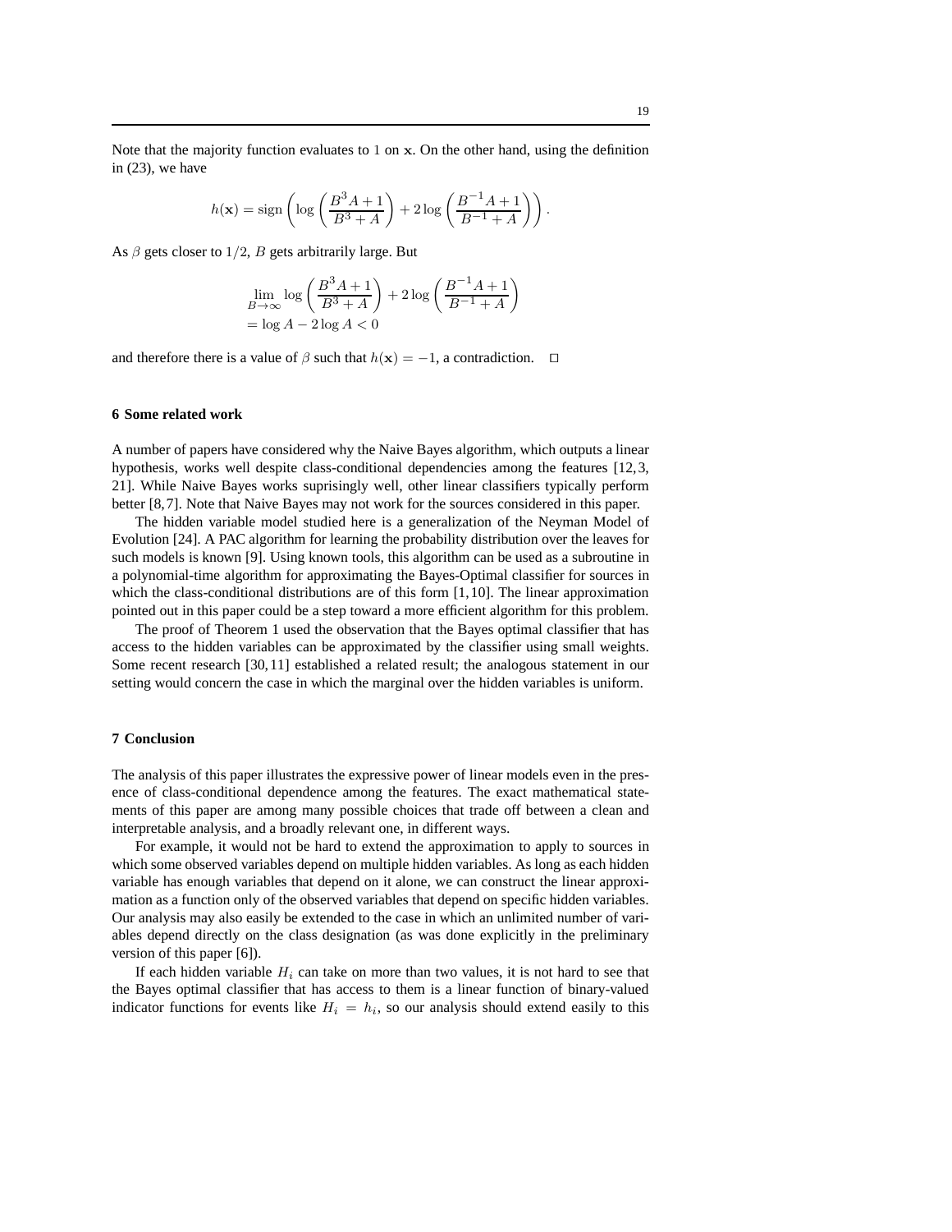Note that the majority function evaluates to 1 on $\mathbf{x}$. On the other hand, using the definition in (23), we have

$$h(\mathbf{x}) = \operatorname{sign}\left(\log\left(\frac{B^3 A + 1}{B^3 + A}\right) + 2\log\left(\frac{B^{-1} A + 1}{B^{-1} + A}\right)\right).$$

As $\beta$ gets closer to $1/2$, $B$ gets arbitrarily large. But

$$\begin{aligned}
&\lim_{B\to\infty} \log\left(\frac{B^3 A + 1}{B^3 + A}\right) + 2\log\left(\frac{B^{-1} A + 1}{B^{-1} + A}\right) \\
&= \log A - 2\log A < 0
\end{aligned}$$

and therefore there is a value of $\beta$ such that $h(\mathbf{x}) = -1$, a contradiction. □

## 6 Some related work

A number of papers have considered why the Naive Bayes algorithm, which outputs a linear hypothesis, works well despite class-conditional dependencies among the features [12,3, 21]. While Naive Bayes works suprisingly well, other linear classifiers typically perform better [8,7]. Note that Naive Bayes may not work for the sources considered in this paper.

The hidden variable model studied here is a generalization of the Neyman Model of Evolution [24]. A PAC algorithm for learning the probability distribution over the leaves for such models is known [9]. Using known tools, this algorithm can be used as a subroutine in a polynomial-time algorithm for approximating the Bayes-Optimal classifier for sources in which the class-conditional distributions are of this form [1,10]. The linear approximation pointed out in this paper could be a step toward a more efficient algorithm for this problem.

The proof of Theorem 1 used the observation that the Bayes optimal classifier that has access to the hidden variables can be approximated by the classifier using small weights. Some recent research [30,11] established a related result; the analogous statement in our setting would concern the case in which the marginal over the hidden variables is uniform.

## 7 Conclusion

The analysis of this paper illustrates the expressive power of linear models even in the presence of class-conditional dependence among the features. The exact mathematical statements of this paper are among many possible choices that trade off between a clean and interpretable analysis, and a broadly relevant one, in different ways.

For example, it would not be hard to extend the approximation to apply to sources in which some observed variables depend on multiple hidden variables. As long as each hidden variable has enough variables that depend on it alone, we can construct the linear approximation as a function only of the observed variables that depend on specific hidden variables. Our analysis may also easily be extended to the case in which an unlimited number of variables depend directly on the class designation (as was done explicitly in the preliminary version of this paper [6]).

If each hidden variable $H_i$ can take on more than two values, it is not hard to see that the Bayes optimal classifier that has access to them is a linear function of binary-valued indicator functions for events like $H_i = h_i$, so our analysis should extend easily to this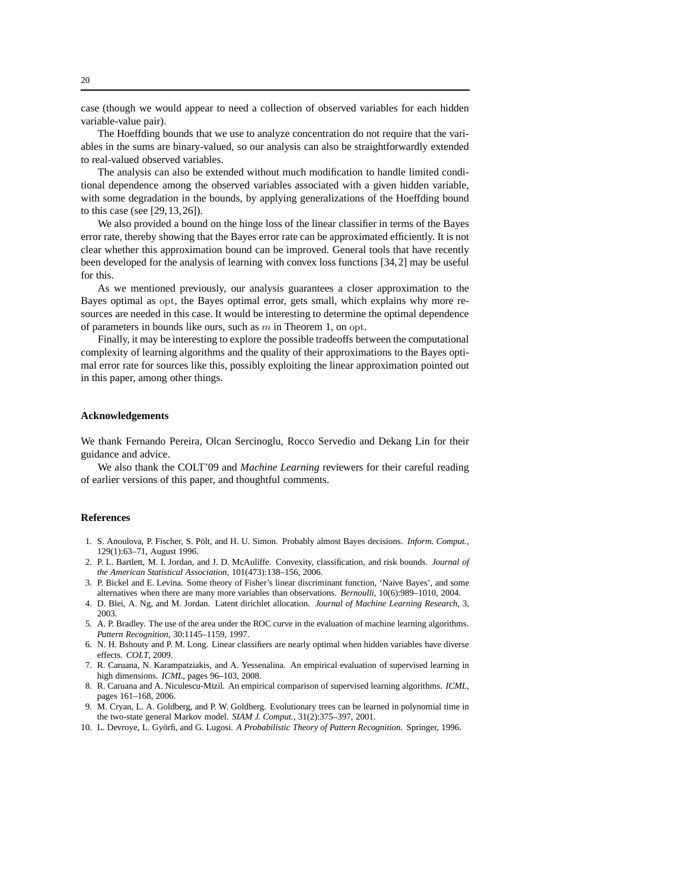case (though we would appear to need a collection of observed variables for each hidden variable-value pair).

The Hoeffding bounds that we use to analyze concentration do not require that the variables in the sums are binary-valued, so our analysis can also be straightforwardly extended to real-valued observed variables.

The analysis can also be extended without much modification to handle limited conditional dependence among the observed variables associated with a given hidden variable, with some degradation in the bounds, by applying generalizations of the Hoeffding bound to this case (see [29, 13, 26]).

We also provided a bound on the hinge loss of the linear classifier in terms of the Bayes error rate, thereby showing that the Bayes error rate can be approximated efficiently. It is not clear whether this approximation bound can be improved. General tools that have recently been developed for the analysis of learning with convex loss functions [34, 2] may be useful for this.

As we mentioned previously, our analysis guarantees a closer approximation to the Bayes optimal as $\mathrm{opt}$, the Bayes optimal error, gets small, which explains why more resources are needed in this case. It would be interesting to determine the optimal dependence of parameters in bounds like ours, such as $m$ in Theorem 1, on $\mathrm{opt}$.

Finally, it may be interesting to explore the possible tradeoffs between the computational complexity of learning algorithms and the quality of their approximations to the Bayes optimal error rate for sources like this, possibly exploiting the linear approximation pointed out in this paper, among other things.

## Acknowledgements

We thank Fernando Pereira, Olcan Sercinoglu, Rocco Servedio and Dekang Lin for their guidance and advice.

We also thank the COLT'09 and *Machine Learning* reviewers for their careful reading of earlier versions of this paper, and thoughtful comments.

## References

1. S. Anoulova, P. Fischer, S. Pölt, and H. U. Simon. Probably almost Bayes decisions. *Inform. Comput.*, 129(1):63–71, August 1996.
2. P. L. Bartlett, M. I. Jordan, and J. D. McAuliffe. Convexity, classification, and risk bounds. *Journal of the American Statistical Association*, 101(473):138–156, 2006.
3. P. Bickel and E. Levina. Some theory of Fisher's linear discriminant function, 'Naive Bayes', and some alternatives when there are many more variables than observations. *Bernoulli*, 10(6):989–1010, 2004.
4. D. Blei, A. Ng, and M. Jordan. Latent dirichlet allocation. *Journal of Machine Learning Research*, 3, 2003.
5. A. P. Bradley. The use of the area under the ROC curve in the evaluation of machine learning algorithms. *Pattern Recognition*, 30:1145–1159, 1997.
6. N. H. Bshouty and P. M. Long. Linear classifiers are nearly optimal when hidden variables have diverse effects. *COLT*, 2009.
7. R. Caruana, N. Karampatziakis, and A. Yessenalina. An empirical evaluation of supervised learning in high dimensions. *ICML*, pages 96–103, 2008.
8. R. Caruana and A. Niculescu-Mizil. An empirical comparison of supervised learning algorithms. *ICML*, pages 161–168, 2006.
9. M. Cryan, L. A. Goldberg, and P. W. Goldberg. Evolutionary trees can be learned in polynomial time in the two-state general Markov model. *SIAM J. Comput.*, 31(2):375–397, 2001.
10. L. Devroye, L. Györfi, and G. Lugosi. *A Probabilistic Theory of Pattern Recognition*. Springer, 1996.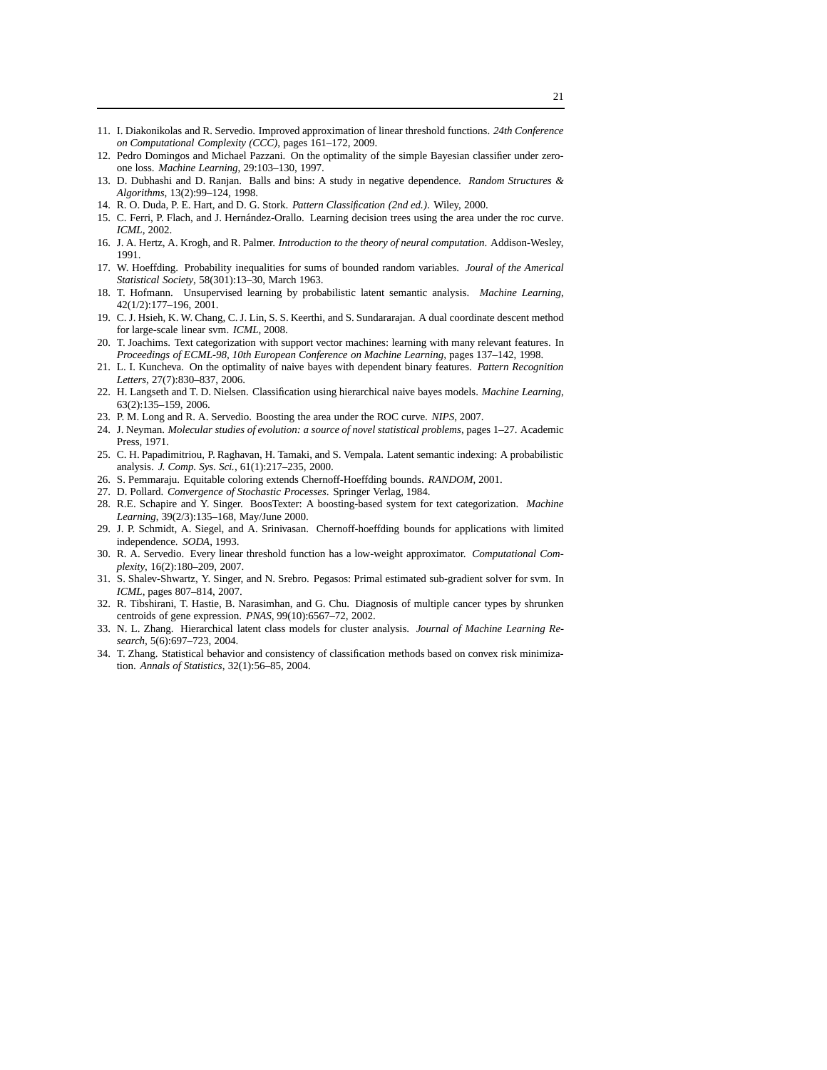11. I. Diakonikolas and R. Servedio. Improved approximation of linear threshold functions. *24th Conference on Computational Complexity (CCC)*, pages 161–172, 2009.
12. Pedro Domingos and Michael Pazzani. On the optimality of the simple Bayesian classifier under zero-one loss. *Machine Learning*, 29:103–130, 1997.
13. D. Dubhashi and D. Ranjan. Balls and bins: A study in negative dependence. *Random Structures & Algorithms*, 13(2):99–124, 1998.
14. R. O. Duda, P. E. Hart, and D. G. Stork. *Pattern Classification (2nd ed.)*. Wiley, 2000.
15. C. Ferri, P. Flach, and J. Hernández-Orallo. Learning decision trees using the area under the roc curve. *ICML*, 2002.
16. J. A. Hertz, A. Krogh, and R. Palmer. *Introduction to the theory of neural computation*. Addison-Wesley, 1991.
17. W. Hoeffding. Probability inequalities for sums of bounded random variables. *Joural of the Americal Statistical Society*, 58(301):13–30, March 1963.
18. T. Hofmann. Unsupervised learning by probabilistic latent semantic analysis. *Machine Learning*, 42(1/2):177–196, 2001.
19. C. J. Hsieh, K. W. Chang, C. J. Lin, S. S. Keerthi, and S. Sundararajan. A dual coordinate descent method for large-scale linear svm. *ICML*, 2008.
20. T. Joachims. Text categorization with support vector machines: learning with many relevant features. In *Proceedings of ECML-98, 10th European Conference on Machine Learning*, pages 137–142, 1998.
21. L. I. Kuncheva. On the optimality of naive bayes with dependent binary features. *Pattern Recognition Letters*, 27(7):830–837, 2006.
22. H. Langseth and T. D. Nielsen. Classification using hierarchical naive bayes models. *Machine Learning*, 63(2):135–159, 2006.
23. P. M. Long and R. A. Servedio. Boosting the area under the ROC curve. *NIPS*, 2007.
24. J. Neyman. *Molecular studies of evolution: a source of novel statistical problems*, pages 1–27. Academic Press, 1971.
25. C. H. Papadimitriou, P. Raghavan, H. Tamaki, and S. Vempala. Latent semantic indexing: A probabilistic analysis. *J. Comp. Sys. Sci.*, 61(1):217–235, 2000.
26. S. Pemmaraju. Equitable coloring extends Chernoff-Hoeffding bounds. *RANDOM*, 2001.
27. D. Pollard. *Convergence of Stochastic Processes*. Springer Verlag, 1984.
28. R.E. Schapire and Y. Singer. BoosTexter: A boosting-based system for text categorization. *Machine Learning*, 39(2/3):135–168, May/June 2000.
29. J. P. Schmidt, A. Siegel, and A. Srinivasan. Chernoff-hoeffding bounds for applications with limited independence. *SODA*, 1993.
30. R. A. Servedio. Every linear threshold function has a low-weight approximator. *Computational Complexity*, 16(2):180–209, 2007.
31. S. Shalev-Shwartz, Y. Singer, and N. Srebro. Pegasos: Primal estimated sub-gradient solver for svm. In *ICML*, pages 807–814, 2007.
32. R. Tibshirani, T. Hastie, B. Narasimhan, and G. Chu. Diagnosis of multiple cancer types by shrunken centroids of gene expression. *PNAS*, 99(10):6567–72, 2002.
33. N. L. Zhang. Hierarchical latent class models for cluster analysis. *Journal of Machine Learning Research*, 5(6):697–723, 2004.
34. T. Zhang. Statistical behavior and consistency of classification methods based on convex risk minimization. *Annals of Statistics*, 32(1):56–85, 2004.